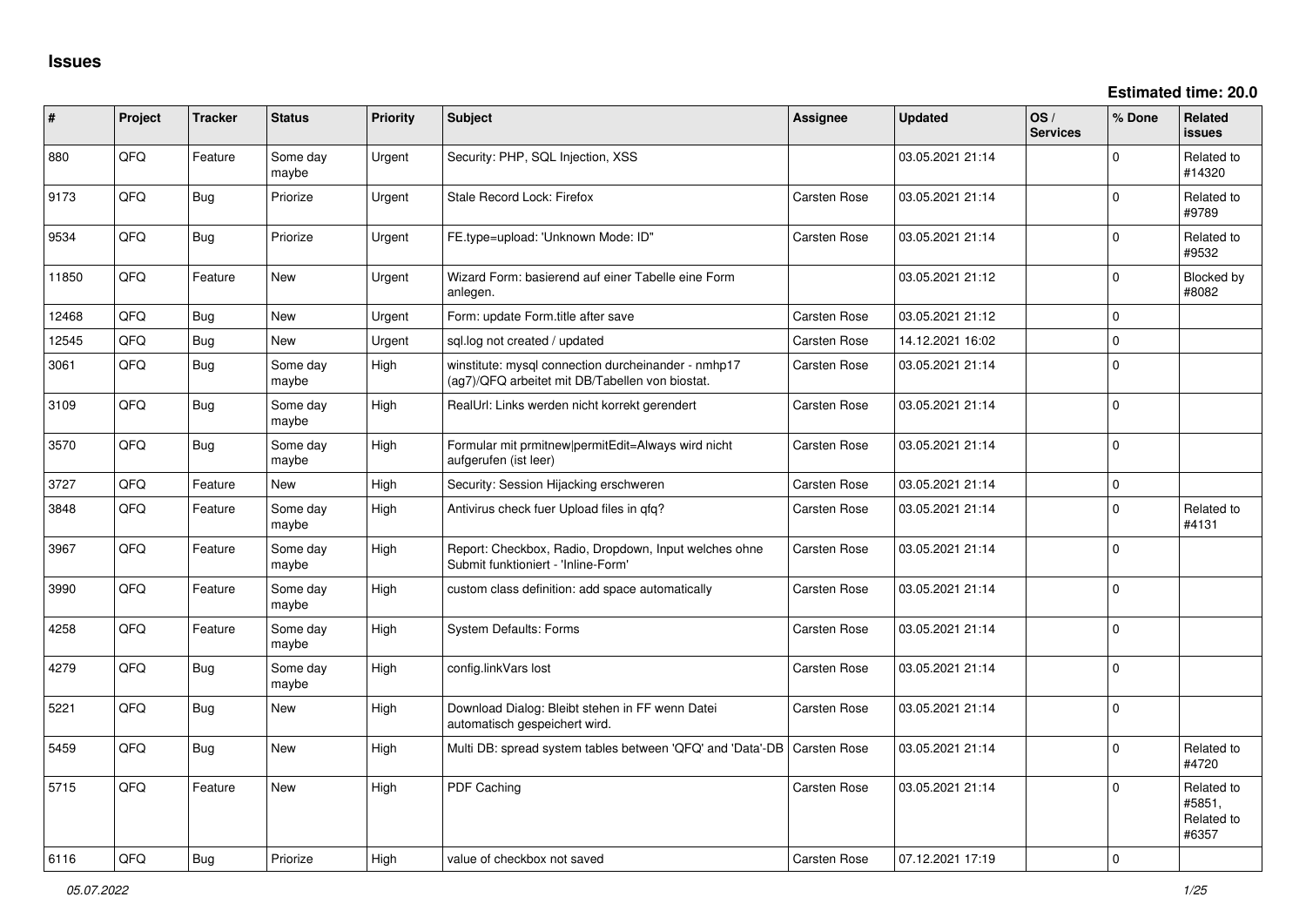# Issues

**Estimated time: 20.0**

| # | Project | Tracker | Status | Priority | Subject | Assignee | Updated | OS / Services | % Done | Related issues |
|---|---|---|---|---|---|---|---|---|---|---|
| 880 | QFQ | Feature | Some day maybe | Urgent | Security: PHP, SQL Injection, XSS | | 03.05.2021 21:14 | | 0 | Related to #14320 |
| 9173 | QFQ | Bug | Priorize | Urgent | Stale Record Lock: Firefox | Carsten Rose | 03.05.2021 21:14 | | 0 | Related to #9789 |
| 9534 | QFQ | Bug | Priorize | Urgent | FE.type=upload: 'Unknown Mode: ID" | Carsten Rose | 03.05.2021 21:14 | | 0 | Related to #9532 |
| 11850 | QFQ | Feature | New | Urgent | Wizard Form: basierend auf einer Tabelle eine Form anlegen. | | 03.05.2021 21:12 | | 0 | Blocked by #8082 |
| 12468 | QFQ | Bug | New | Urgent | Form: update Form.title after save | Carsten Rose | 03.05.2021 21:12 | | 0 | |
| 12545 | QFQ | Bug | New | Urgent | sql.log not created / updated | Carsten Rose | 14.12.2021 16:02 | | 0 | |
| 3061 | QFQ | Bug | Some day maybe | High | winstitute: mysql connection durcheinander - nmhp17 (ag7)/QFQ arbeitet mit DB/Tabellen von biostat. | Carsten Rose | 03.05.2021 21:14 | | 0 | |
| 3109 | QFQ | Bug | Some day maybe | High | RealUrl: Links werden nicht korrekt gerendert | Carsten Rose | 03.05.2021 21:14 | | 0 | |
| 3570 | QFQ | Bug | Some day maybe | High | Formular mit prmitnew\|permitEdit=Always wird nicht aufgerufen (ist leer) | Carsten Rose | 03.05.2021 21:14 | | 0 | |
| 3727 | QFQ | Feature | New | High | Security: Session Hijacking erschweren | Carsten Rose | 03.05.2021 21:14 | | 0 | |
| 3848 | QFQ | Feature | Some day maybe | High | Antivirus check fuer Upload files in qfq? | Carsten Rose | 03.05.2021 21:14 | | 0 | Related to #4131 |
| 3967 | QFQ | Feature | Some day maybe | High | Report: Checkbox, Radio, Dropdown, Input welches ohne Submit funktioniert - 'Inline-Form' | Carsten Rose | 03.05.2021 21:14 | | 0 | |
| 3990 | QFQ | Feature | Some day maybe | High | custom class definition: add space automatically | Carsten Rose | 03.05.2021 21:14 | | 0 | |
| 4258 | QFQ | Feature | Some day maybe | High | System Defaults: Forms | Carsten Rose | 03.05.2021 21:14 | | 0 | |
| 4279 | QFQ | Bug | Some day maybe | High | config.linkVars lost | Carsten Rose | 03.05.2021 21:14 | | 0 | |
| 5221 | QFQ | Bug | New | High | Download Dialog: Bleibt stehen in FF wenn Datei automatisch gespeichert wird. | Carsten Rose | 03.05.2021 21:14 | | 0 | |
| 5459 | QFQ | Bug | New | High | Multi DB: spread system tables between 'QFQ' and 'Data'-DB | Carsten Rose | 03.05.2021 21:14 | | 0 | Related to #4720 |
| 5715 | QFQ | Feature | New | High | PDF Caching | Carsten Rose | 03.05.2021 21:14 | | 0 | Related to #5851, Related to #6357 |
| 6116 | QFQ | Bug | Priorize | High | value of checkbox not saved | Carsten Rose | 07.12.2021 17:19 | | 0 | |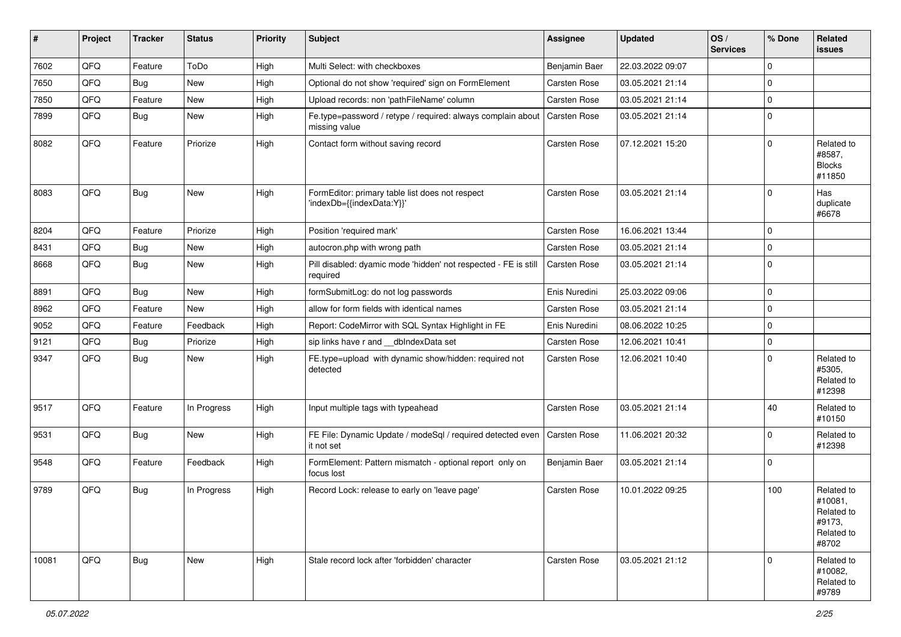| # | Project | Tracker | Status | Priority | Subject | Assignee | Updated | OS / Services | % Done | Related issues |
|---|---|---|---|---|---|---|---|---|---|---|
| 7602 | QFQ | Feature | ToDo | High | Multi Select: with checkboxes | Benjamin Baer | 22.03.2022 09:07 | | 0 | |
| 7650 | QFQ | Bug | New | High | Optional do not show 'required' sign on FormElement | Carsten Rose | 03.05.2021 21:14 | | 0 | |
| 7850 | QFQ | Feature | New | High | Upload records: non 'pathFileName' column | Carsten Rose | 03.05.2021 21:14 | | 0 | |
| 7899 | QFQ | Bug | New | High | Fe.type=password / retype / required: always complain about missing value | Carsten Rose | 03.05.2021 21:14 | | 0 | |
| 8082 | QFQ | Feature | Priorize | High | Contact form without saving record | Carsten Rose | 07.12.2021 15:20 | | 0 | Related to #8587, Blocks #11850 |
| 8083 | QFQ | Bug | New | High | FormEditor: primary table list does not respect 'indexDb={{indexData:Y}}' | Carsten Rose | 03.05.2021 21:14 | | 0 | Has duplicate #6678 |
| 8204 | QFQ | Feature | Priorize | High | Position 'required mark' | Carsten Rose | 16.06.2021 13:44 | | 0 | |
| 8431 | QFQ | Bug | New | High | autocron.php with wrong path | Carsten Rose | 03.05.2021 21:14 | | 0 | |
| 8668 | QFQ | Bug | New | High | Pill disabled: dyamic mode 'hidden' not respected - FE is still required | Carsten Rose | 03.05.2021 21:14 | | 0 | |
| 8891 | QFQ | Bug | New | High | formSubmitLog: do not log passwords | Enis Nuredini | 25.03.2022 09:06 | | 0 | |
| 8962 | QFQ | Feature | New | High | allow for form fields with identical names | Carsten Rose | 03.05.2021 21:14 | | 0 | |
| 9052 | QFQ | Feature | Feedback | High | Report: CodeMirror with SQL Syntax Highlight in FE | Enis Nuredini | 08.06.2022 10:25 | | 0 | |
| 9121 | QFQ | Bug | Priorize | High | sip links have r and __dbIndexData set | Carsten Rose | 12.06.2021 10:41 | | 0 | |
| 9347 | QFQ | Bug | New | High | FE.type=upload with dynamic show/hidden: required not detected | Carsten Rose | 12.06.2021 10:40 | | 0 | Related to #5305, Related to #12398 |
| 9517 | QFQ | Feature | In Progress | High | Input multiple tags with typeahead | Carsten Rose | 03.05.2021 21:14 | | 40 | Related to #10150 |
| 9531 | QFQ | Bug | New | High | FE File: Dynamic Update / modeSql / required detected even it not set | Carsten Rose | 11.06.2021 20:32 | | 0 | Related to #12398 |
| 9548 | QFQ | Feature | Feedback | High | FormElement: Pattern mismatch - optional report only on focus lost | Benjamin Baer | 03.05.2021 21:14 | | 0 | |
| 9789 | QFQ | Bug | In Progress | High | Record Lock: release to early on 'leave page' | Carsten Rose | 10.01.2022 09:25 | | 100 | Related to #10081, Related to #9173, Related to #8702 |
| 10081 | QFQ | Bug | New | High | Stale record lock after 'forbidden' character | Carsten Rose | 03.05.2021 21:12 | | 0 | Related to #10082, Related to #9789 |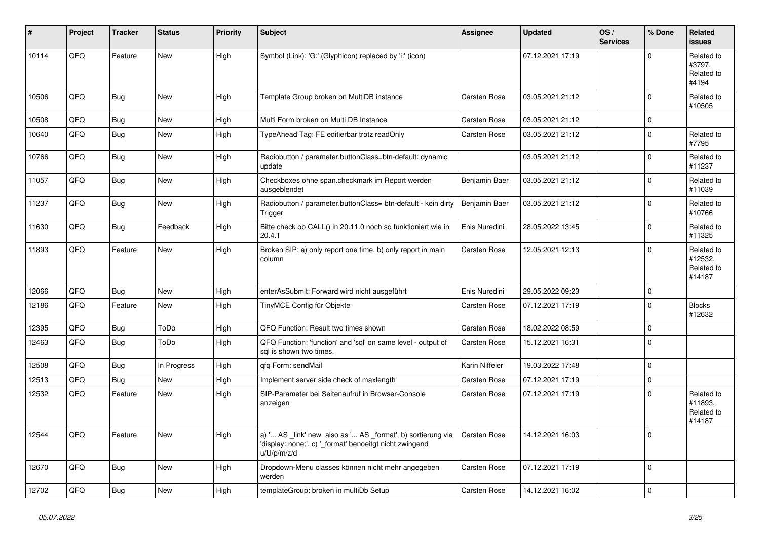| # | Project | Tracker | Status | Priority | Subject | Assignee | Updated | OS / Services | % Done | Related issues |
|---|---|---|---|---|---|---|---|---|---|---|
| 10114 | QFQ | Feature | New | High | Symbol (Link): 'G:' (Glyphicon) replaced by 'i:' (icon) |  | 07.12.2021 17:19 |  | 0 | Related to #3797, Related to #4194 |
| 10506 | QFQ | Bug | New | High | Template Group broken on MultiDB instance | Carsten Rose | 03.05.2021 21:12 |  | 0 | Related to #10505 |
| 10508 | QFQ | Bug | New | High | Multi Form broken on Multi DB Instance | Carsten Rose | 03.05.2021 21:12 |  | 0 |  |
| 10640 | QFQ | Bug | New | High | TypeAhead Tag: FE editierbar trotz readOnly | Carsten Rose | 03.05.2021 21:12 |  | 0 | Related to #7795 |
| 10766 | QFQ | Bug | New | High | Radiobutton / parameter.buttonClass=btn-default: dynamic update |  | 03.05.2021 21:12 |  | 0 | Related to #11237 |
| 11057 | QFQ | Bug | New | High | Checkboxes ohne span.checkmark im Report werden ausgeblendet | Benjamin Baer | 03.05.2021 21:12 |  | 0 | Related to #11039 |
| 11237 | QFQ | Bug | New | High | Radiobutton / parameter.buttonClass= btn-default - kein dirty Trigger | Benjamin Baer | 03.05.2021 21:12 |  | 0 | Related to #10766 |
| 11630 | QFQ | Bug | Feedback | High | Bitte check ob CALL() in 20.11.0 noch so funktioniert wie in 20.4.1 | Enis Nuredini | 28.05.2022 13:45 |  | 0 | Related to #11325 |
| 11893 | QFQ | Feature | New | High | Broken SIP: a) only report one time, b) only report in main column | Carsten Rose | 12.05.2021 12:13 |  | 0 | Related to #12532, Related to #14187 |
| 12066 | QFQ | Bug | New | High | enterAsSubmit: Forward wird nicht ausgeführt | Enis Nuredini | 29.05.2022 09:23 |  | 0 |  |
| 12186 | QFQ | Feature | New | High | TinyMCE Config für Objekte | Carsten Rose | 07.12.2021 17:19 |  | 0 | Blocks #12632 |
| 12395 | QFQ | Bug | ToDo | High | QFQ Function: Result two times shown | Carsten Rose | 18.02.2022 08:59 |  | 0 |  |
| 12463 | QFQ | Bug | ToDo | High | QFQ Function: 'function' and 'sql' on same level - output of sql is shown two times. | Carsten Rose | 15.12.2021 16:31 |  | 0 |  |
| 12508 | QFQ | Bug | In Progress | High | qfq Form: sendMail | Karin Niffeler | 19.03.2022 17:48 |  | 0 |  |
| 12513 | QFQ | Bug | New | High | Implement server side check of maxlength | Carsten Rose | 07.12.2021 17:19 |  | 0 |  |
| 12532 | QFQ | Feature | New | High | SIP-Parameter bei Seitenaufruf in Browser-Console anzeigen | Carsten Rose | 07.12.2021 17:19 |  | 0 | Related to #11893, Related to #14187 |
| 12544 | QFQ | Feature | New | High | a) '... AS _link' new also as '... AS _format', b) sortierung via 'display: none;', c) '_format' benoeitgt nicht zwingend u/U/p/m/z/d | Carsten Rose | 14.12.2021 16:03 |  | 0 |  |
| 12670 | QFQ | Bug | New | High | Dropdown-Menu classes können nicht mehr angegeben werden | Carsten Rose | 07.12.2021 17:19 |  | 0 |  |
| 12702 | QFQ | Bug | New | High | templateGroup: broken in multiDb Setup | Carsten Rose | 14.12.2021 16:02 |  | 0 |  |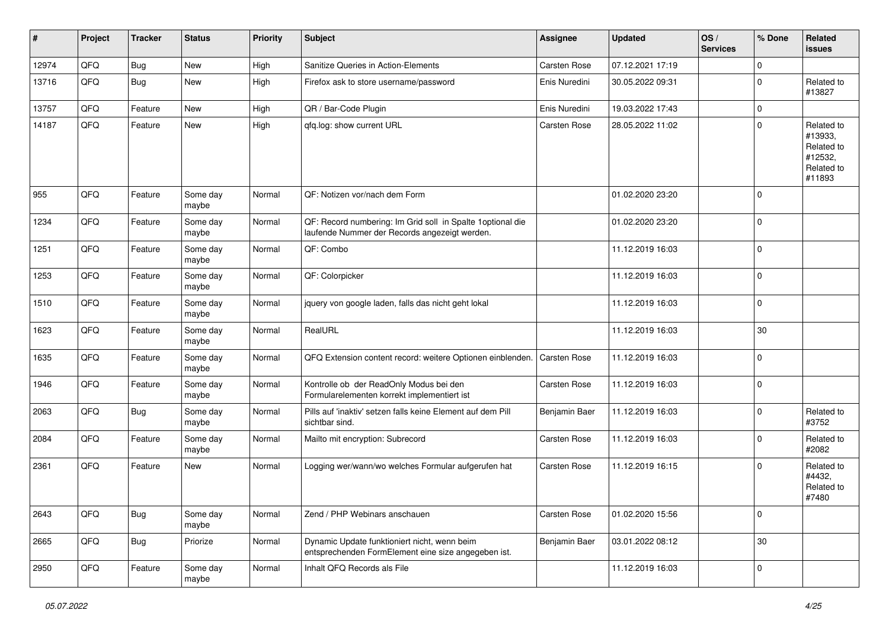| # | Project | Tracker | Status | Priority | Subject | Assignee | Updated | OS / Services | % Done | Related issues |
|---|---|---|---|---|---|---|---|---|---|---|
| 12974 | QFQ | Bug | New | High | Sanitize Queries in Action-Elements | Carsten Rose | 07.12.2021 17:19 | | 0 | |
| 13716 | QFQ | Bug | New | High | Firefox ask to store username/password | Enis Nuredini | 30.05.2022 09:31 | | 0 | Related to #13827 |
| 13757 | QFQ | Feature | New | High | QR / Bar-Code Plugin | Enis Nuredini | 19.03.2022 17:43 | | 0 | |
| 14187 | QFQ | Feature | New | High | qfq.log: show current URL | Carsten Rose | 28.05.2022 11:02 | | 0 | Related to #13933, Related to #12532, Related to #11893 |
| 955 | QFQ | Feature | Some day maybe | Normal | QF: Notizen vor/nach dem Form | | 01.02.2020 23:20 | | 0 | |
| 1234 | QFQ | Feature | Some day maybe | Normal | QF: Record numbering: Im Grid soll in Spalte 1optional die laufende Nummer der Records angezeigt werden. | | 01.02.2020 23:20 | | 0 | |
| 1251 | QFQ | Feature | Some day maybe | Normal | QF: Combo | | 11.12.2019 16:03 | | 0 | |
| 1253 | QFQ | Feature | Some day maybe | Normal | QF: Colorpicker | | 11.12.2019 16:03 | | 0 | |
| 1510 | QFQ | Feature | Some day maybe | Normal | jquery von google laden, falls das nicht geht lokal | | 11.12.2019 16:03 | | 0 | |
| 1623 | QFQ | Feature | Some day maybe | Normal | RealURL | | 11.12.2019 16:03 | | 30 | |
| 1635 | QFQ | Feature | Some day maybe | Normal | QFQ Extension content record: weitere Optionen einblenden. | Carsten Rose | 11.12.2019 16:03 | | 0 | |
| 1946 | QFQ | Feature | Some day maybe | Normal | Kontrolle ob der ReadOnly Modus bei den Formularelementen korrekt implementiert ist | Carsten Rose | 11.12.2019 16:03 | | 0 | |
| 2063 | QFQ | Bug | Some day maybe | Normal | Pills auf 'inaktiv' setzen falls keine Element auf dem Pill sichtbar sind. | Benjamin Baer | 11.12.2019 16:03 | | 0 | Related to #3752 |
| 2084 | QFQ | Feature | Some day maybe | Normal | Mailto mit encryption: Subrecord | Carsten Rose | 11.12.2019 16:03 | | 0 | Related to #2082 |
| 2361 | QFQ | Feature | New | Normal | Logging wer/wann/wo welches Formular aufgerufen hat | Carsten Rose | 11.12.2019 16:15 | | 0 | Related to #4432, Related to #7480 |
| 2643 | QFQ | Bug | Some day maybe | Normal | Zend / PHP Webinars anschauen | Carsten Rose | 01.02.2020 15:56 | | 0 | |
| 2665 | QFQ | Bug | Priorize | Normal | Dynamic Update funktioniert nicht, wenn beim entsprechenden FormElement eine size angegeben ist. | Benjamin Baer | 03.01.2022 08:12 | | 30 | |
| 2950 | QFQ | Feature | Some day maybe | Normal | Inhalt QFQ Records als File | | 11.12.2019 16:03 | | 0 | |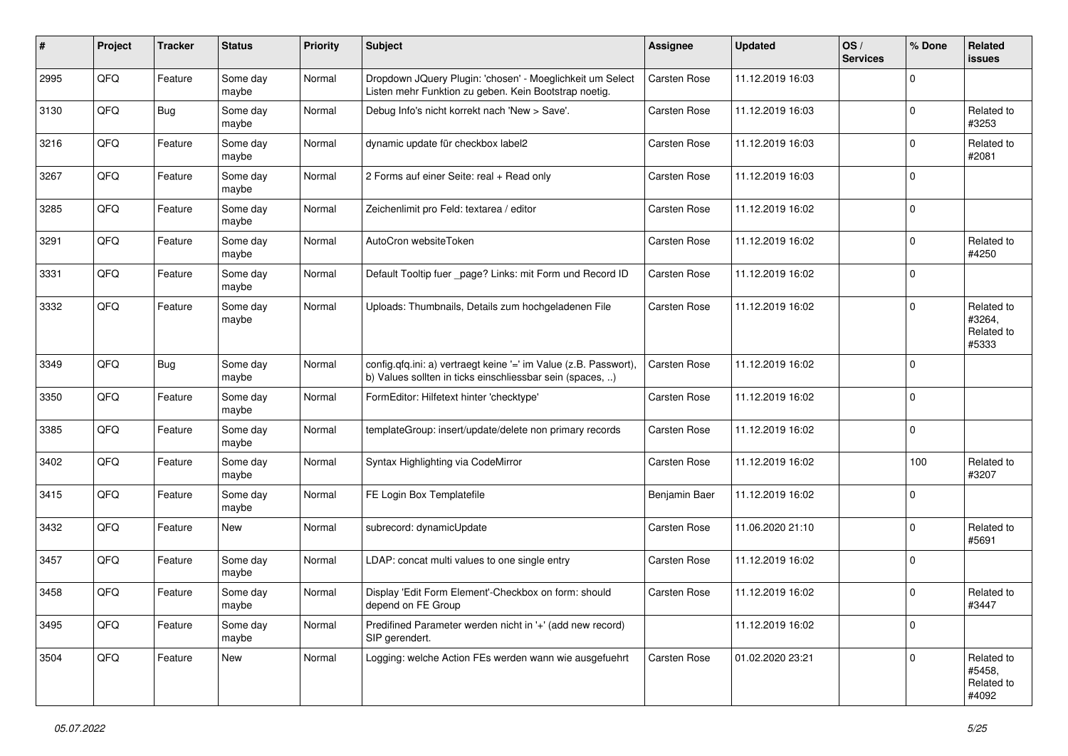| # | Project | Tracker | Status | Priority | Subject | Assignee | Updated | OS / Services | % Done | Related issues |
|---|---|---|---|---|---|---|---|---|---|---|
| 2995 | QFQ | Feature | Some day maybe | Normal | Dropdown JQuery Plugin: 'chosen' - Moeglichkeit um Select Listen mehr Funktion zu geben. Kein Bootstrap noetig. | Carsten Rose | 11.12.2019 16:03 | | 0 | |
| 3130 | QFQ | Bug | Some day maybe | Normal | Debug Info's nicht korrekt nach 'New > Save'. | Carsten Rose | 11.12.2019 16:03 | | 0 | Related to #3253 |
| 3216 | QFQ | Feature | Some day maybe | Normal | dynamic update für checkbox label2 | Carsten Rose | 11.12.2019 16:03 | | 0 | Related to #2081 |
| 3267 | QFQ | Feature | Some day maybe | Normal | 2 Forms auf einer Seite: real + Read only | Carsten Rose | 11.12.2019 16:03 | | 0 | |
| 3285 | QFQ | Feature | Some day maybe | Normal | Zeichenlimit pro Feld: textarea / editor | Carsten Rose | 11.12.2019 16:02 | | 0 | |
| 3291 | QFQ | Feature | Some day maybe | Normal | AutoCron websiteToken | Carsten Rose | 11.12.2019 16:02 | | 0 | Related to #4250 |
| 3331 | QFQ | Feature | Some day maybe | Normal | Default Tooltip fuer _page? Links: mit Form und Record ID | Carsten Rose | 11.12.2019 16:02 | | 0 | |
| 3332 | QFQ | Feature | Some day maybe | Normal | Uploads: Thumbnails, Details zum hochgeladenen File | Carsten Rose | 11.12.2019 16:02 | | 0 | Related to #3264, Related to #5333 |
| 3349 | QFQ | Bug | Some day maybe | Normal | config.qfq.ini: a) vertraegt keine '=' im Value (z.B. Passwort), b) Values sollten in ticks einschliessbar sein (spaces, ..) | Carsten Rose | 11.12.2019 16:02 | | 0 | |
| 3350 | QFQ | Feature | Some day maybe | Normal | FormEditor: Hilfetext hinter 'checktype' | Carsten Rose | 11.12.2019 16:02 | | 0 | |
| 3385 | QFQ | Feature | Some day maybe | Normal | templateGroup: insert/update/delete non primary records | Carsten Rose | 11.12.2019 16:02 | | 0 | |
| 3402 | QFQ | Feature | Some day maybe | Normal | Syntax Highlighting via CodeMirror | Carsten Rose | 11.12.2019 16:02 | | 100 | Related to #3207 |
| 3415 | QFQ | Feature | Some day maybe | Normal | FE Login Box Templatefile | Benjamin Baer | 11.12.2019 16:02 | | 0 | |
| 3432 | QFQ | Feature | New | Normal | subrecord: dynamicUpdate | Carsten Rose | 11.06.2020 21:10 | | 0 | Related to #5691 |
| 3457 | QFQ | Feature | Some day maybe | Normal | LDAP: concat multi values to one single entry | Carsten Rose | 11.12.2019 16:02 | | 0 | |
| 3458 | QFQ | Feature | Some day maybe | Normal | Display 'Edit Form Element'-Checkbox on form: should depend on FE Group | Carsten Rose | 11.12.2019 16:02 | | 0 | Related to #3447 |
| 3495 | QFQ | Feature | Some day maybe | Normal | Predifined Parameter werden nicht in '+' (add new record) SIP gerendert. | | 11.12.2019 16:02 | | 0 | |
| 3504 | QFQ | Feature | New | Normal | Logging: welche Action FEs werden wann wie ausgefuehrt | Carsten Rose | 01.02.2020 23:21 | | 0 | Related to #5458, Related to #4092 |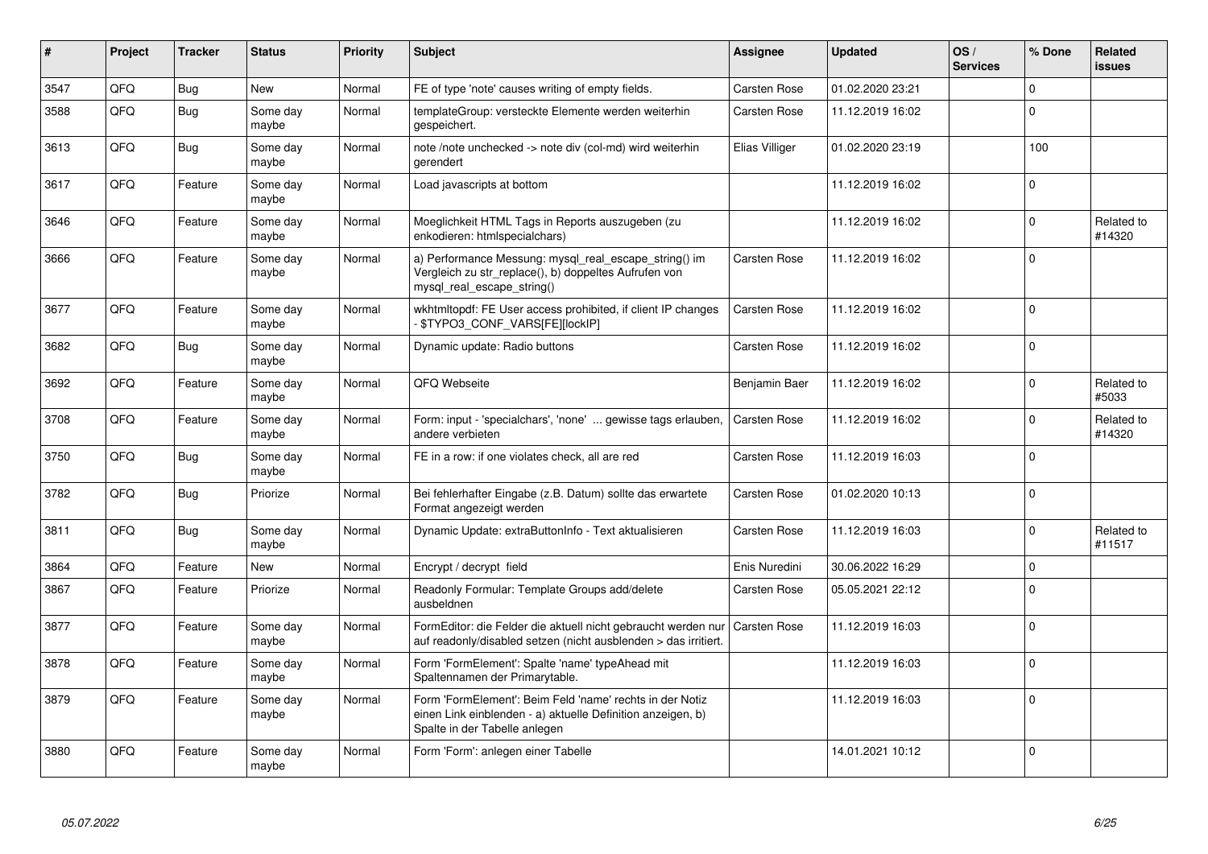| # | Project | Tracker | Status | Priority | Subject | Assignee | Updated | OS / Services | % Done | Related issues |
|---|---|---|---|---|---|---|---|---|---|---|
| 3547 | QFQ | Bug | New | Normal | FE of type 'note' causes writing of empty fields. | Carsten Rose | 01.02.2020 23:21 | | 0 | |
| 3588 | QFQ | Bug | Some day maybe | Normal | templateGroup: versteckte Elemente werden weiterhin gespeichert. | Carsten Rose | 11.12.2019 16:02 | | 0 | |
| 3613 | QFQ | Bug | Some day maybe | Normal | note /note unchecked -> note div (col-md) wird weiterhin gerendert | Elias Villiger | 01.02.2020 23:19 | | 100 | |
| 3617 | QFQ | Feature | Some day maybe | Normal | Load javascripts at bottom | | 11.12.2019 16:02 | | 0 | |
| 3646 | QFQ | Feature | Some day maybe | Normal | Moeglichkeit HTML Tags in Reports auszugeben (zu enkodieren: htmlspecialchars) | | 11.12.2019 16:02 | | 0 | Related to #14320 |
| 3666 | QFQ | Feature | Some day maybe | Normal | a) Performance Messung: mysql_real_escape_string() im Vergleich zu str_replace(), b) doppeltes Aufrufen von mysql_real_escape_string() | Carsten Rose | 11.12.2019 16:02 | | 0 | |
| 3677 | QFQ | Feature | Some day maybe | Normal | wkhtmltopdf: FE User access prohibited, if client IP changes - $TYPO3_CONF_VARS[FE][lockIP] | Carsten Rose | 11.12.2019 16:02 | | 0 | |
| 3682 | QFQ | Bug | Some day maybe | Normal | Dynamic update: Radio buttons | Carsten Rose | 11.12.2019 16:02 | | 0 | |
| 3692 | QFQ | Feature | Some day maybe | Normal | QFQ Webseite | Benjamin Baer | 11.12.2019 16:02 | | 0 | Related to #5033 |
| 3708 | QFQ | Feature | Some day maybe | Normal | Form: input - 'specialchars', 'none' ... gewisse tags erlauben, andere verbieten | Carsten Rose | 11.12.2019 16:02 | | 0 | Related to #14320 |
| 3750 | QFQ | Bug | Some day maybe | Normal | FE in a row: if one violates check, all are red | Carsten Rose | 11.12.2019 16:03 | | 0 | |
| 3782 | QFQ | Bug | Priorize | Normal | Bei fehlerhafter Eingabe (z.B. Datum) sollte das erwartete Format angezeigt werden | Carsten Rose | 01.02.2020 10:13 | | 0 | |
| 3811 | QFQ | Bug | Some day maybe | Normal | Dynamic Update: extraButtonInfo - Text aktualisieren | Carsten Rose | 11.12.2019 16:03 | | 0 | Related to #11517 |
| 3864 | QFQ | Feature | New | Normal | Encrypt / decrypt field | Enis Nuredini | 30.06.2022 16:29 | | 0 | |
| 3867 | QFQ | Feature | Priorize | Normal | Readonly Formular: Template Groups add/delete ausbeldnen | Carsten Rose | 05.05.2021 22:12 | | 0 | |
| 3877 | QFQ | Feature | Some day maybe | Normal | FormEditor: die Felder die aktuell nicht gebraucht werden nur auf readonly/disabled setzen (nicht ausblenden > das irritiert. | Carsten Rose | 11.12.2019 16:03 | | 0 | |
| 3878 | QFQ | Feature | Some day maybe | Normal | Form 'FormElement': Spalte 'name' typeAhead mit Spaltennamen der Primarytable. | | 11.12.2019 16:03 | | 0 | |
| 3879 | QFQ | Feature | Some day maybe | Normal | Form 'FormElement': Beim Feld 'name' rechts in der Notiz einen Link einblenden - a) aktuelle Definition anzeigen, b) Spalte in der Tabelle anlegen | | 11.12.2019 16:03 | | 0 | |
| 3880 | QFQ | Feature | Some day maybe | Normal | Form 'Form': anlegen einer Tabelle | | 14.01.2021 10:12 | | 0 | |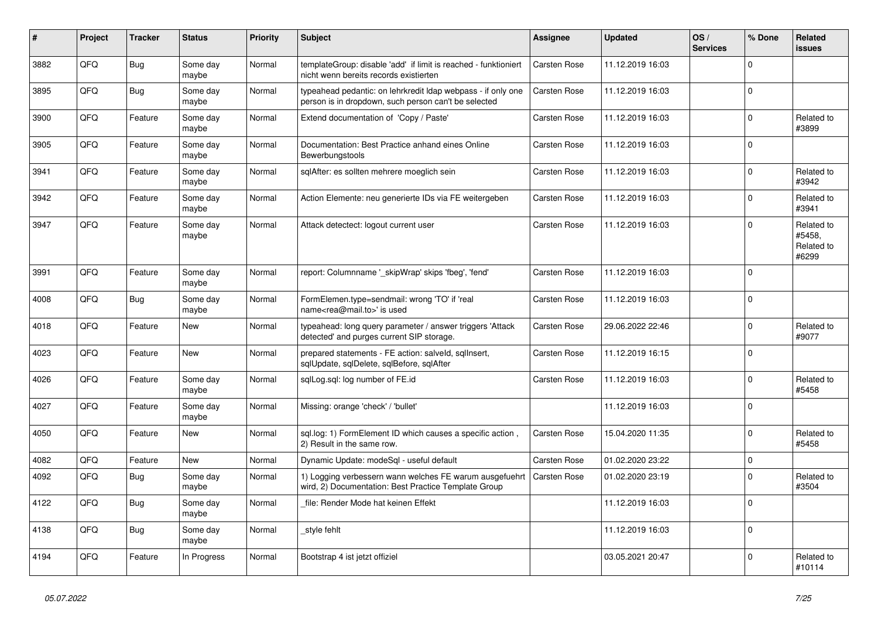| # | Project | Tracker | Status | Priority | Subject | Assignee | Updated | OS / Services | % Done | Related issues |
|---|---|---|---|---|---|---|---|---|---|---|
| 3882 | QFQ | Bug | Some day maybe | Normal | templateGroup: disable 'add' if limit is reached - funktioniert nicht wenn bereits records existierten | Carsten Rose | 11.12.2019 16:03 | | 0 | |
| 3895 | QFQ | Bug | Some day maybe | Normal | typeahead pedantic: on lehrkredit ldap webpass - if only one person is in dropdown, such person can't be selected | Carsten Rose | 11.12.2019 16:03 | | 0 | |
| 3900 | QFQ | Feature | Some day maybe | Normal | Extend documentation of 'Copy / Paste' | Carsten Rose | 11.12.2019 16:03 | | 0 | Related to #3899 |
| 3905 | QFQ | Feature | Some day maybe | Normal | Documentation: Best Practice anhand eines Online Bewerbungstools | Carsten Rose | 11.12.2019 16:03 | | 0 | |
| 3941 | QFQ | Feature | Some day maybe | Normal | sqlAfter: es sollten mehrere moeglich sein | Carsten Rose | 11.12.2019 16:03 | | 0 | Related to #3942 |
| 3942 | QFQ | Feature | Some day maybe | Normal | Action Elemente: neu generierte IDs via FE weitergeben | Carsten Rose | 11.12.2019 16:03 | | 0 | Related to #3941 |
| 3947 | QFQ | Feature | Some day maybe | Normal | Attack detectect: logout current user | Carsten Rose | 11.12.2019 16:03 | | 0 | Related to #5458, Related to #6299 |
| 3991 | QFQ | Feature | Some day maybe | Normal | report: Columnname '_skipWrap' skips 'fbeg', 'fend' | Carsten Rose | 11.12.2019 16:03 | | 0 | |
| 4008 | QFQ | Bug | Some day maybe | Normal | FormElemen.type=sendmail: wrong 'TO' if 'real name<rea@mail.to>' is used | Carsten Rose | 11.12.2019 16:03 | | 0 | |
| 4018 | QFQ | Feature | New | Normal | typeahead: long query parameter / answer triggers 'Attack detected' and purges current SIP storage. | Carsten Rose | 29.06.2022 22:46 | | 0 | Related to #9077 |
| 4023 | QFQ | Feature | New | Normal | prepared statements - FE action: salveId, sqlInsert, sqlUpdate, sqlDelete, sqlBefore, sqlAfter | Carsten Rose | 11.12.2019 16:15 | | 0 | |
| 4026 | QFQ | Feature | Some day maybe | Normal | sqlLog.sql: log number of FE.id | Carsten Rose | 11.12.2019 16:03 | | 0 | Related to #5458 |
| 4027 | QFQ | Feature | Some day maybe | Normal | Missing: orange 'check' / 'bullet' | | 11.12.2019 16:03 | | 0 | |
| 4050 | QFQ | Feature | New | Normal | sql.log: 1) FormElement ID which causes a specific action , 2) Result in the same row. | Carsten Rose | 15.04.2020 11:35 | | 0 | Related to #5458 |
| 4082 | QFQ | Feature | New | Normal | Dynamic Update: modeSql - useful default | Carsten Rose | 01.02.2020 23:22 | | 0 | |
| 4092 | QFQ | Bug | Some day maybe | Normal | 1) Logging verbessern wann welches FE warum ausgefuehrt wird, 2) Documentation: Best Practice Template Group | Carsten Rose | 01.02.2020 23:19 | | 0 | Related to #3504 |
| 4122 | QFQ | Bug | Some day maybe | Normal | _file: Render Mode hat keinen Effekt | | 11.12.2019 16:03 | | 0 | |
| 4138 | QFQ | Bug | Some day maybe | Normal | _style fehlt | | 11.12.2019 16:03 | | 0 | |
| 4194 | QFQ | Feature | In Progress | Normal | Bootstrap 4 ist jetzt offiziel | | 03.05.2021 20:47 | | 0 | Related to #10114 |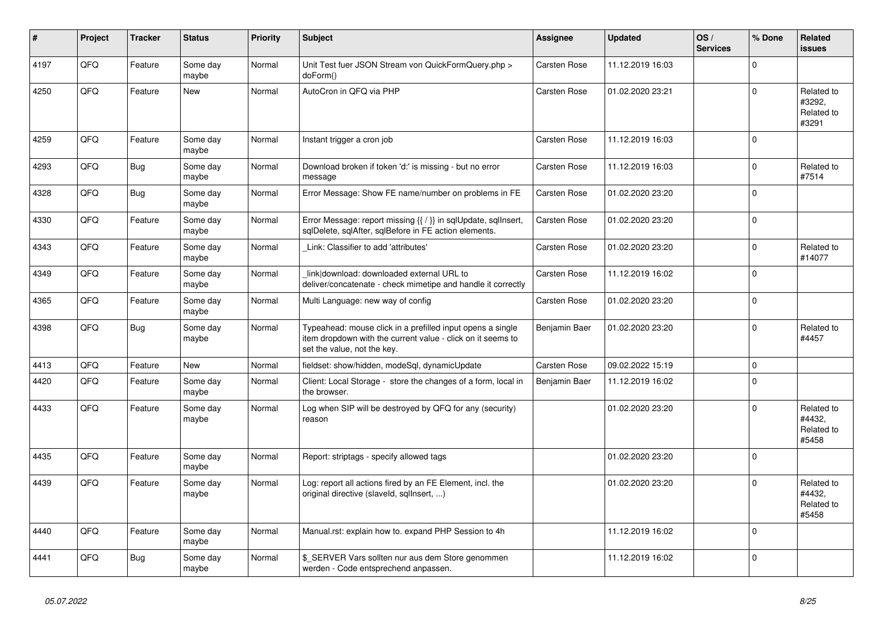| # | Project | Tracker | Status | Priority | Subject | Assignee | Updated | OS / Services | % Done | Related issues |
|---|---|---|---|---|---|---|---|---|---|---|
| 4197 | QFQ | Feature | Some day maybe | Normal | Unit Test fuer JSON Stream von QuickFormQuery.php > doForm() | Carsten Rose | 11.12.2019 16:03 | | 0 | |
| 4250 | QFQ | Feature | New | Normal | AutoCron in QFQ via PHP | Carsten Rose | 01.02.2020 23:21 | | 0 | Related to #3292, Related to #3291 |
| 4259 | QFQ | Feature | Some day maybe | Normal | Instant trigger a cron job | Carsten Rose | 11.12.2019 16:03 | | 0 | |
| 4293 | QFQ | Bug | Some day maybe | Normal | Download broken if token 'd:' is missing - but no error message | Carsten Rose | 11.12.2019 16:03 | | 0 | Related to #7514 |
| 4328 | QFQ | Bug | Some day maybe | Normal | Error Message: Show FE name/number on problems in FE | Carsten Rose | 01.02.2020 23:20 | | 0 | |
| 4330 | QFQ | Feature | Some day maybe | Normal | Error Message: report missing {{ / }} in sqlUpdate, sqlInsert, sqlDelete, sqlAfter, sqlBefore in FE action elements. | Carsten Rose | 01.02.2020 23:20 | | 0 | |
| 4343 | QFQ | Feature | Some day maybe | Normal | _Link: Classifier to add 'attributes' | Carsten Rose | 01.02.2020 23:20 | | 0 | Related to #14077 |
| 4349 | QFQ | Feature | Some day maybe | Normal | _link\|download: downloaded external URL to deliver/concatenate - check mimetipe and handle it correctly | Carsten Rose | 11.12.2019 16:02 | | 0 | |
| 4365 | QFQ | Feature | Some day maybe | Normal | Multi Language: new way of config | Carsten Rose | 01.02.2020 23:20 | | 0 | |
| 4398 | QFQ | Bug | Some day maybe | Normal | Typeahead: mouse click in a prefilled input opens a single item dropdown with the current value - click on it seems to set the value, not the key. | Benjamin Baer | 01.02.2020 23:20 | | 0 | Related to #4457 |
| 4413 | QFQ | Feature | New | Normal | fieldset: show/hidden, modeSql, dynamicUpdate | Carsten Rose | 09.02.2022 15:19 | | 0 | |
| 4420 | QFQ | Feature | Some day maybe | Normal | Client: Local Storage - store the changes of a form, local in the browser. | Benjamin Baer | 11.12.2019 16:02 | | 0 | |
| 4433 | QFQ | Feature | Some day maybe | Normal | Log when SIP will be destroyed by QFQ for any (security) reason | | 01.02.2020 23:20 | | 0 | Related to #4432, Related to #5458 |
| 4435 | QFQ | Feature | Some day maybe | Normal | Report: striptags - specify allowed tags | | 01.02.2020 23:20 | | 0 | |
| 4439 | QFQ | Feature | Some day maybe | Normal | Log: report all actions fired by an FE Element, incl. the original directive (slaveId, sqlInsert, ...) | | 01.02.2020 23:20 | | 0 | Related to #4432, Related to #5458 |
| 4440 | QFQ | Feature | Some day maybe | Normal | Manual.rst: explain how to. expand PHP Session to 4h | | 11.12.2019 16:02 | | 0 | |
| 4441 | QFQ | Bug | Some day maybe | Normal | $_SERVER Vars sollten nur aus dem Store genommen werden - Code entsprechend anpassen. | | 11.12.2019 16:02 | | 0 | |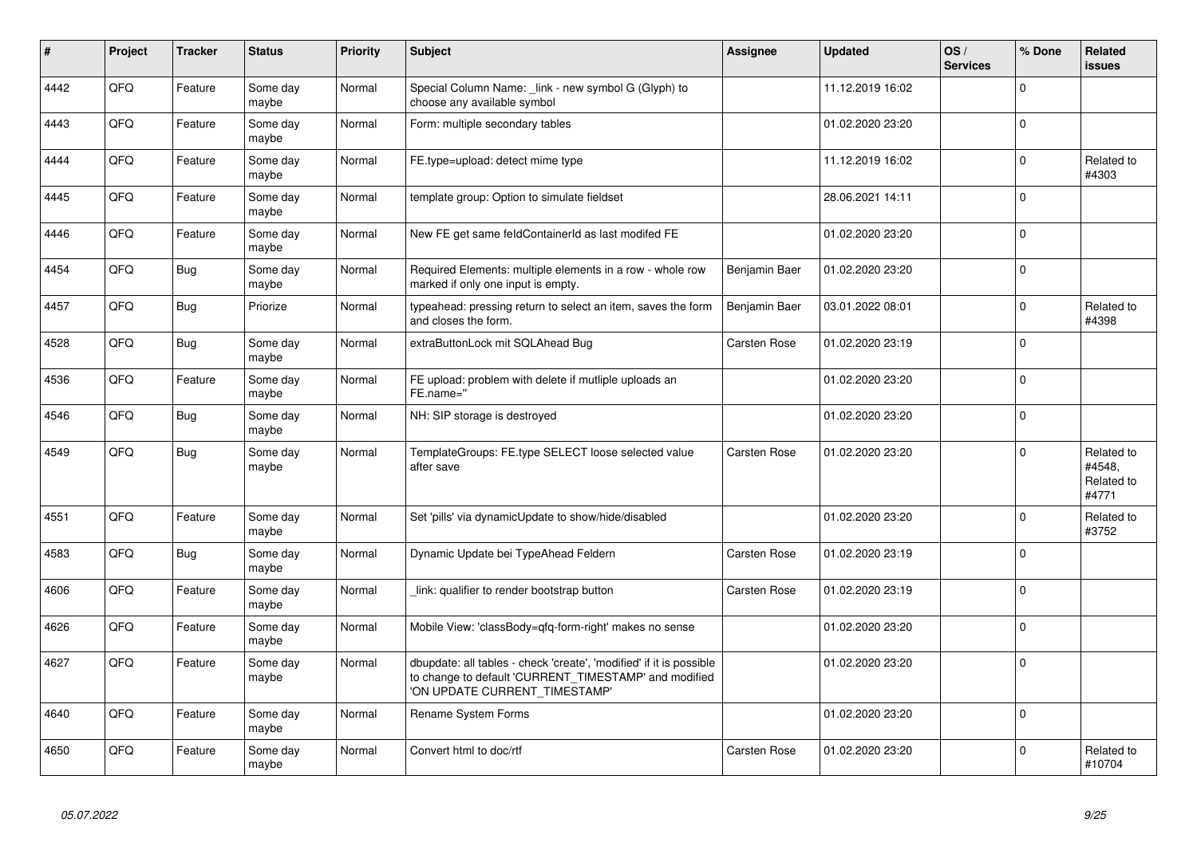| # | Project | Tracker | Status | Priority | Subject | Assignee | Updated | OS / Services | % Done | Related issues |
|---|---|---|---|---|---|---|---|---|---|---|
| 4442 | QFQ | Feature | Some day maybe | Normal | Special Column Name: _link - new symbol G (Glyph) to choose any available symbol | | 11.12.2019 16:02 | | 0 | |
| 4443 | QFQ | Feature | Some day maybe | Normal | Form: multiple secondary tables | | 01.02.2020 23:20 | | 0 | |
| 4444 | QFQ | Feature | Some day maybe | Normal | FE.type=upload: detect mime type | | 11.12.2019 16:02 | | 0 | Related to #4303 |
| 4445 | QFQ | Feature | Some day maybe | Normal | template group: Option to simulate fieldset | | 28.06.2021 14:11 | | 0 | |
| 4446 | QFQ | Feature | Some day maybe | Normal | New FE get same feldContainerId as last modifed FE | | 01.02.2020 23:20 | | 0 | |
| 4454 | QFQ | Bug | Some day maybe | Normal | Required Elements: multiple elements in a row - whole row marked if only one input is empty. | Benjamin Baer | 01.02.2020 23:20 | | 0 | |
| 4457 | QFQ | Bug | Priorize | Normal | typeahead: pressing return to select an item, saves the form and closes the form. | Benjamin Baer | 03.01.2022 08:01 | | 0 | Related to #4398 |
| 4528 | QFQ | Bug | Some day maybe | Normal | extraButtonLock mit SQLAhead Bug | Carsten Rose | 01.02.2020 23:19 | | 0 | |
| 4536 | QFQ | Feature | Some day maybe | Normal | FE upload: problem with delete if mutliple uploads an FE.name=" | | 01.02.2020 23:20 | | 0 | |
| 4546 | QFQ | Bug | Some day maybe | Normal | NH: SIP storage is destroyed | | 01.02.2020 23:20 | | 0 | |
| 4549 | QFQ | Bug | Some day maybe | Normal | TemplateGroups: FE.type SELECT loose selected value after save | Carsten Rose | 01.02.2020 23:20 | | 0 | Related to #4548, Related to #4771 |
| 4551 | QFQ | Feature | Some day maybe | Normal | Set 'pills' via dynamicUpdate to show/hide/disabled | | 01.02.2020 23:20 | | 0 | Related to #3752 |
| 4583 | QFQ | Bug | Some day maybe | Normal | Dynamic Update bei TypeAhead Feldern | Carsten Rose | 01.02.2020 23:19 | | 0 | |
| 4606 | QFQ | Feature | Some day maybe | Normal | _link: qualifier to render bootstrap button | Carsten Rose | 01.02.2020 23:19 | | 0 | |
| 4626 | QFQ | Feature | Some day maybe | Normal | Mobile View: 'classBody=qfq-form-right' makes no sense | | 01.02.2020 23:20 | | 0 | |
| 4627 | QFQ | Feature | Some day maybe | Normal | dbupdate: all tables - check 'create', 'modified' if it is possible to change to default 'CURRENT_TIMESTAMP' and modified 'ON UPDATE CURRENT_TIMESTAMP' | | 01.02.2020 23:20 | | 0 | |
| 4640 | QFQ | Feature | Some day maybe | Normal | Rename System Forms | | 01.02.2020 23:20 | | 0 | |
| 4650 | QFQ | Feature | Some day maybe | Normal | Convert html to doc/rtf | Carsten Rose | 01.02.2020 23:20 | | 0 | Related to #10704 |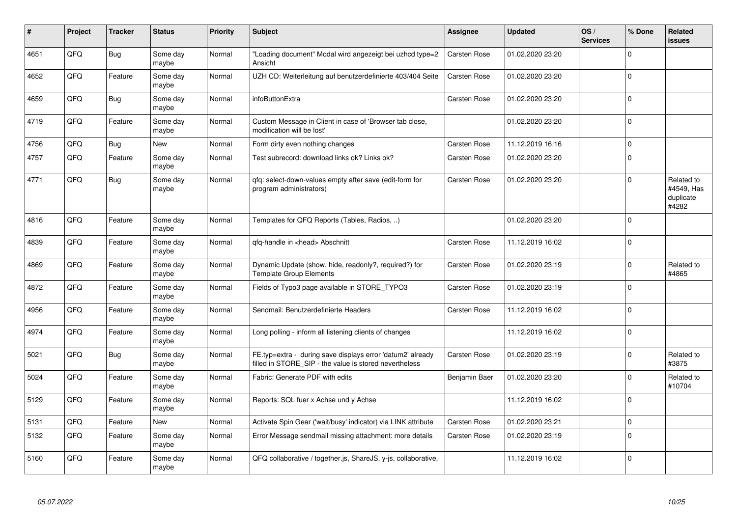| # | Project | Tracker | Status | Priority | Subject | Assignee | Updated | OS / Services | % Done | Related issues |
|---|---|---|---|---|---|---|---|---|---|---|
| 4651 | QFQ | Bug | Some day maybe | Normal | "Loading document" Modal wird angezeigt bei uzhcd type=2 Ansicht | Carsten Rose | 01.02.2020 23:20 | | 0 | |
| 4652 | QFQ | Feature | Some day maybe | Normal | UZH CD: Weiterleitung auf benutzerdefinierte 403/404 Seite | Carsten Rose | 01.02.2020 23:20 | | 0 | |
| 4659 | QFQ | Bug | Some day maybe | Normal | infoButtonExtra | Carsten Rose | 01.02.2020 23:20 | | 0 | |
| 4719 | QFQ | Feature | Some day maybe | Normal | Custom Message in Client in case of 'Browser tab close, modification will be lost' | | 01.02.2020 23:20 | | 0 | |
| 4756 | QFQ | Bug | New | Normal | Form dirty even nothing changes | Carsten Rose | 11.12.2019 16:16 | | 0 | |
| 4757 | QFQ | Feature | Some day maybe | Normal | Test subrecord: download links ok? Links ok? | Carsten Rose | 01.02.2020 23:20 | | 0 | |
| 4771 | QFQ | Bug | Some day maybe | Normal | qfq: select-down-values empty after save (edit-form for program administrators) | Carsten Rose | 01.02.2020 23:20 | | 0 | Related to #4549, Has duplicate #4282 |
| 4816 | QFQ | Feature | Some day maybe | Normal | Templates for QFQ Reports (Tables, Radios, ..) | | 01.02.2020 23:20 | | 0 | |
| 4839 | QFQ | Feature | Some day maybe | Normal | qfq-handle in <head> Abschnitt | Carsten Rose | 11.12.2019 16:02 | | 0 | |
| 4869 | QFQ | Feature | Some day maybe | Normal | Dynamic Update (show, hide, readonly?, required?) for Template Group Elements | Carsten Rose | 01.02.2020 23:19 | | 0 | Related to #4865 |
| 4872 | QFQ | Feature | Some day maybe | Normal | Fields of Typo3 page available in STORE_TYPO3 | Carsten Rose | 01.02.2020 23:19 | | 0 | |
| 4956 | QFQ | Feature | Some day maybe | Normal | Sendmail: Benutzerdefinierte Headers | Carsten Rose | 11.12.2019 16:02 | | 0 | |
| 4974 | QFQ | Feature | Some day maybe | Normal | Long polling - inform all listening clients of changes | | 11.12.2019 16:02 | | 0 | |
| 5021 | QFQ | Bug | Some day maybe | Normal | FE.typ=extra - during save displays error 'datum2' already filled in STORE_SIP - the value is stored nevertheless | Carsten Rose | 01.02.2020 23:19 | | 0 | Related to #3875 |
| 5024 | QFQ | Feature | Some day maybe | Normal | Fabric: Generate PDF with edits | Benjamin Baer | 01.02.2020 23:20 | | 0 | Related to #10704 |
| 5129 | QFQ | Feature | Some day maybe | Normal | Reports: SQL fuer x Achse und y Achse | | 11.12.2019 16:02 | | 0 | |
| 5131 | QFQ | Feature | New | Normal | Activate Spin Gear ('wait/busy' indicator) via LINK attribute | Carsten Rose | 01.02.2020 23:21 | | 0 | |
| 5132 | QFQ | Feature | Some day maybe | Normal | Error Message sendmail missing attachment: more details | Carsten Rose | 01.02.2020 23:19 | | 0 | |
| 5160 | QFQ | Feature | Some day maybe | Normal | QFQ collaborative / together.js, ShareJS, y-js, collaborative, | | 11.12.2019 16:02 | | 0 | |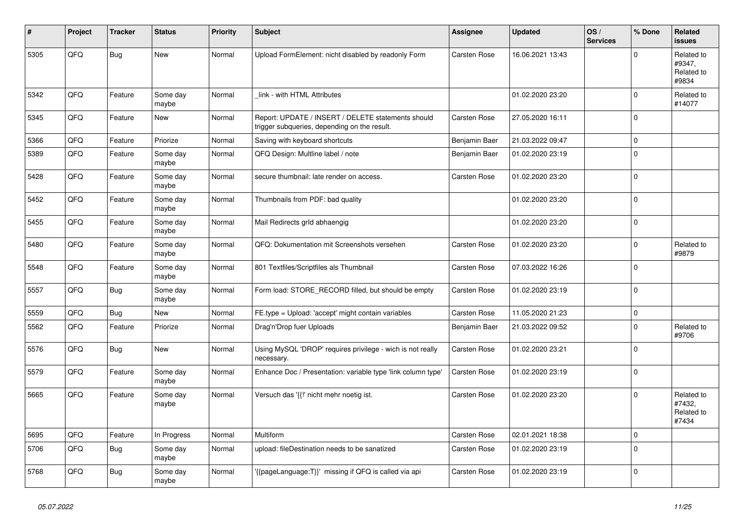| # | Project | Tracker | Status | Priority | Subject | Assignee | Updated | OS / Services | % Done | Related issues |
|---|---|---|---|---|---|---|---|---|---|---|
| 5305 | QFQ | Bug | New | Normal | Upload FormElement: nicht disabled by readonly Form | Carsten Rose | 16.06.2021 13:43 | | 0 | Related to #9347, Related to #9834 |
| 5342 | QFQ | Feature | Some day maybe | Normal | _link - with HTML Attributes | | 01.02.2020 23:20 | | 0 | Related to #14077 |
| 5345 | QFQ | Feature | New | Normal | Report: UPDATE / INSERT / DELETE statements should trigger subqueries, depending on the result. | Carsten Rose | 27.05.2020 16:11 | | 0 | |
| 5366 | QFQ | Feature | Priorize | Normal | Saving with keyboard shortcuts | Benjamin Baer | 21.03.2022 09:47 | | 0 | |
| 5389 | QFQ | Feature | Some day maybe | Normal | QFQ Design: Multline label / note | Benjamin Baer | 01.02.2020 23:19 | | 0 | |
| 5428 | QFQ | Feature | Some day maybe | Normal | secure thumbnail: late render on access. | Carsten Rose | 01.02.2020 23:20 | | 0 | |
| 5452 | QFQ | Feature | Some day maybe | Normal | Thumbnails from PDF: bad quality | | 01.02.2020 23:20 | | 0 | |
| 5455 | QFQ | Feature | Some day maybe | Normal | Mail Redirects grld abhaengig | | 01.02.2020 23:20 | | 0 | |
| 5480 | QFQ | Feature | Some day maybe | Normal | QFQ: Dokumentation mit Screenshots versehen | Carsten Rose | 01.02.2020 23:20 | | 0 | Related to #9879 |
| 5548 | QFQ | Feature | Some day maybe | Normal | 801 Textfiles/Scriptfiles als Thumbnail | Carsten Rose | 07.03.2022 16:26 | | 0 | |
| 5557 | QFQ | Bug | Some day maybe | Normal | Form load: STORE_RECORD filled, but should be empty | Carsten Rose | 01.02.2020 23:19 | | 0 | |
| 5559 | QFQ | Bug | New | Normal | FE.type = Upload: 'accept' might contain variables | Carsten Rose | 11.05.2020 21:23 | | 0 | |
| 5562 | QFQ | Feature | Priorize | Normal | Drag'n'Drop fuer Uploads | Benjamin Baer | 21.03.2022 09:52 | | 0 | Related to #9706 |
| 5576 | QFQ | Bug | New | Normal | Using MySQL 'DROP' requires privilege - wich is not really necessary. | Carsten Rose | 01.02.2020 23:21 | | 0 | |
| 5579 | QFQ | Feature | Some day maybe | Normal | Enhance Doc / Presentation: variable type 'link column type' | Carsten Rose | 01.02.2020 23:19 | | 0 | |
| 5665 | QFQ | Feature | Some day maybe | Normal | Versuch das '{{!' nicht mehr noetig ist. | Carsten Rose | 01.02.2020 23:20 | | 0 | Related to #7432, Related to #7434 |
| 5695 | QFQ | Feature | In Progress | Normal | Multiform | Carsten Rose | 02.01.2021 18:38 | | 0 | |
| 5706 | QFQ | Bug | Some day maybe | Normal | upload: fileDestination needs to be sanatized | Carsten Rose | 01.02.2020 23:19 | | 0 | |
| 5768 | QFQ | Bug | Some day maybe | Normal | '{{pageLanguage:T}}' missing if QFQ is called via api | Carsten Rose | 01.02.2020 23:19 | | 0 | |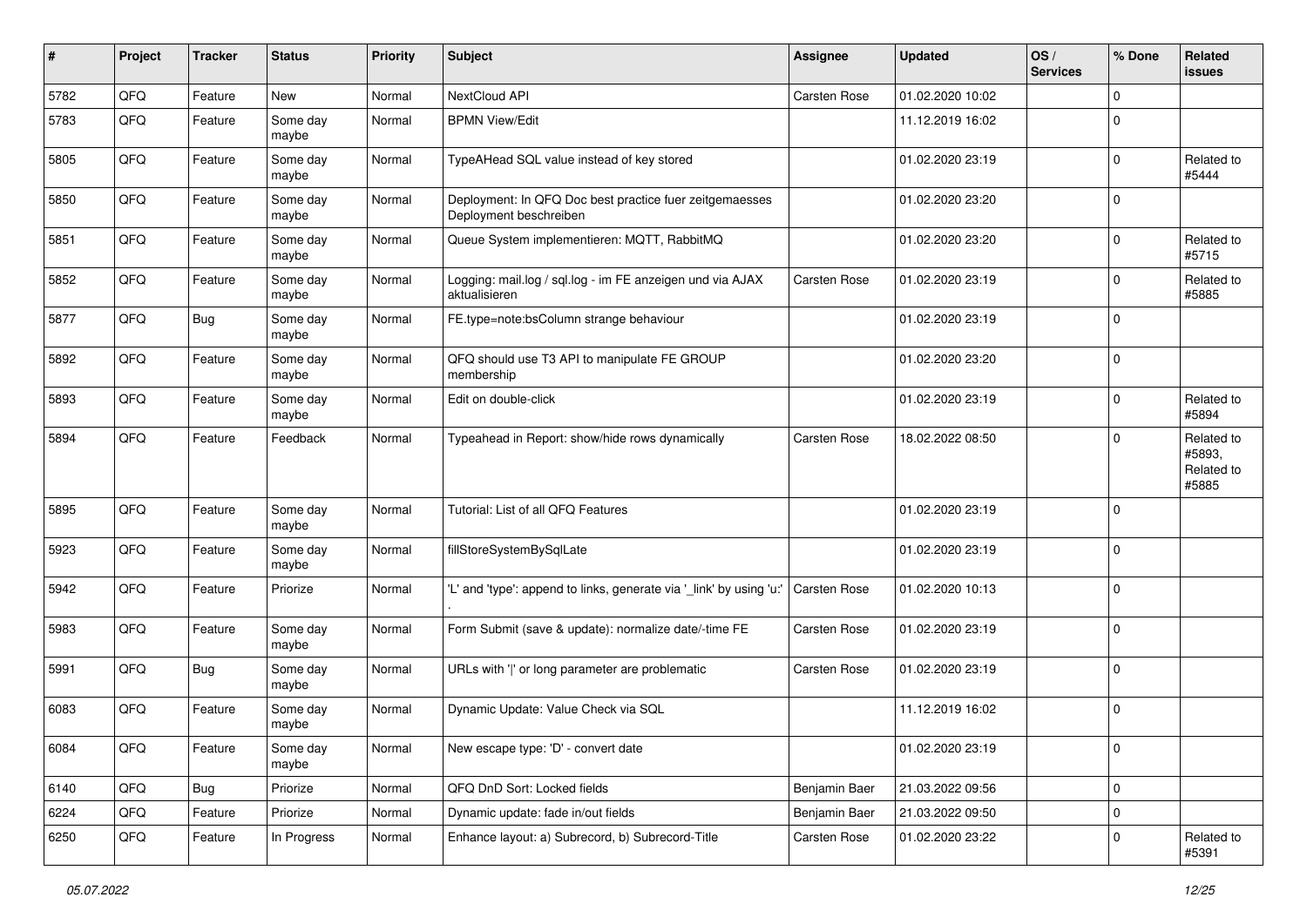| # | Project | Tracker | Status | Priority | Subject | Assignee | Updated | OS / Services | % Done | Related issues |
|---|---|---|---|---|---|---|---|---|---|---|
| 5782 | QFQ | Feature | New | Normal | NextCloud API | Carsten Rose | 01.02.2020 10:02 | | 0 | |
| 5783 | QFQ | Feature | Some day maybe | Normal | BPMN View/Edit | | 11.12.2019 16:02 | | 0 | |
| 5805 | QFQ | Feature | Some day maybe | Normal | TypeAHead SQL value instead of key stored | | 01.02.2020 23:19 | | 0 | Related to #5444 |
| 5850 | QFQ | Feature | Some day maybe | Normal | Deployment: In QFQ Doc best practice fuer zeitgemaesses Deployment beschreiben | | 01.02.2020 23:20 | | 0 | |
| 5851 | QFQ | Feature | Some day maybe | Normal | Queue System implementieren: MQTT, RabbitMQ | | 01.02.2020 23:20 | | 0 | Related to #5715 |
| 5852 | QFQ | Feature | Some day maybe | Normal | Logging: mail.log / sql.log - im FE anzeigen und via AJAX aktualisieren | Carsten Rose | 01.02.2020 23:19 | | 0 | Related to #5885 |
| 5877 | QFQ | Bug | Some day maybe | Normal | FE.type=note:bsColumn strange behaviour | | 01.02.2020 23:19 | | 0 | |
| 5892 | QFQ | Feature | Some day maybe | Normal | QFQ should use T3 API to manipulate FE GROUP membership | | 01.02.2020 23:20 | | 0 | |
| 5893 | QFQ | Feature | Some day maybe | Normal | Edit on double-click | | 01.02.2020 23:19 | | 0 | Related to #5894 |
| 5894 | QFQ | Feature | Feedback | Normal | Typeahead in Report: show/hide rows dynamically | Carsten Rose | 18.02.2022 08:50 | | 0 | Related to #5893, Related to #5885 |
| 5895 | QFQ | Feature | Some day maybe | Normal | Tutorial: List of all QFQ Features | | 01.02.2020 23:19 | | 0 | |
| 5923 | QFQ | Feature | Some day maybe | Normal | fillStoreSystemBySqlLate | | 01.02.2020 23:19 | | 0 | |
| 5942 | QFQ | Feature | Priorize | Normal | 'L' and 'type': append to links, generate via '_link' by using 'u:' . | Carsten Rose | 01.02.2020 10:13 | | 0 | |
| 5983 | QFQ | Feature | Some day maybe | Normal | Form Submit (save & update): normalize date/-time FE | Carsten Rose | 01.02.2020 23:19 | | 0 | |
| 5991 | QFQ | Bug | Some day maybe | Normal | URLs with '\|' or long parameter are problematic | Carsten Rose | 01.02.2020 23:19 | | 0 | |
| 6083 | QFQ | Feature | Some day maybe | Normal | Dynamic Update: Value Check via SQL | | 11.12.2019 16:02 | | 0 | |
| 6084 | QFQ | Feature | Some day maybe | Normal | New escape type: 'D' - convert date | | 01.02.2020 23:19 | | 0 | |
| 6140 | QFQ | Bug | Priorize | Normal | QFQ DnD Sort: Locked fields | Benjamin Baer | 21.03.2022 09:56 | | 0 | |
| 6224 | QFQ | Feature | Priorize | Normal | Dynamic update: fade in/out fields | Benjamin Baer | 21.03.2022 09:50 | | 0 | |
| 6250 | QFQ | Feature | In Progress | Normal | Enhance layout: a) Subrecord, b) Subrecord-Title | Carsten Rose | 01.02.2020 23:22 | | 0 | Related to #5391 |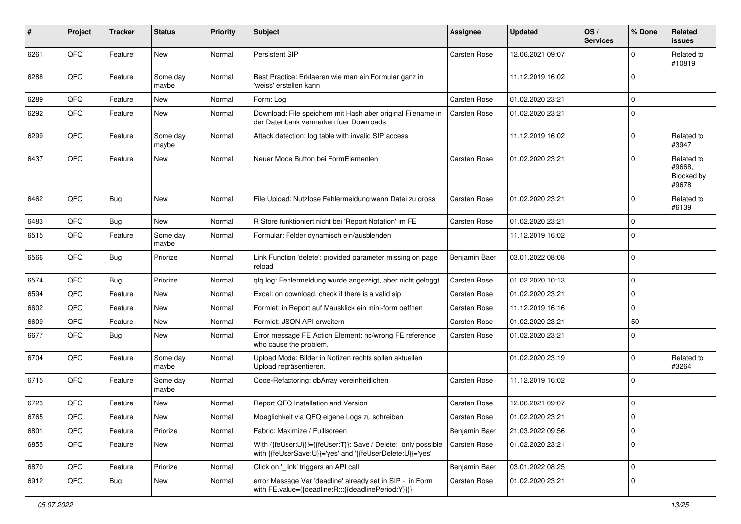| # | Project | Tracker | Status | Priority | Subject | Assignee | Updated | OS / Services | % Done | Related issues |
|---|---|---|---|---|---|---|---|---|---|---|
| 6261 | QFQ | Feature | New | Normal | Persistent SIP | Carsten Rose | 12.06.2021 09:07 | | 0 | Related to #10819 |
| 6288 | QFQ | Feature | Some day maybe | Normal | Best Practice: Erklaeren wie man ein Formular ganz in 'weiss' erstellen kann | | 11.12.2019 16:02 | | 0 | |
| 6289 | QFQ | Feature | New | Normal | Form: Log | Carsten Rose | 01.02.2020 23:21 | | 0 | |
| 6292 | QFQ | Feature | New | Normal | Download: File speichern mit Hash aber original Filename in der Datenbank vermerken fuer Downloads | Carsten Rose | 01.02.2020 23:21 | | 0 | |
| 6299 | QFQ | Feature | Some day maybe | Normal | Attack detection: log table with invalid SIP access | | 11.12.2019 16:02 | | 0 | Related to #3947 |
| 6437 | QFQ | Feature | New | Normal | Neuer Mode Button bei FormElementen | Carsten Rose | 01.02.2020 23:21 | | 0 | Related to #9668, Blocked by #9678 |
| 6462 | QFQ | Bug | New | Normal | File Upload: Nutzlose Fehlermeldung wenn Datei zu gross | Carsten Rose | 01.02.2020 23:21 | | 0 | Related to #6139 |
| 6483 | QFQ | Bug | New | Normal | R Store funktioniert nicht bei 'Report Notation' im FE | Carsten Rose | 01.02.2020 23:21 | | 0 | |
| 6515 | QFQ | Feature | Some day maybe | Normal | Formular: Felder dynamisch ein/ausblenden | | 11.12.2019 16:02 | | 0 | |
| 6566 | QFQ | Bug | Priorize | Normal | Link Function 'delete': provided parameter missing on page reload | Benjamin Baer | 03.01.2022 08:08 | | 0 | |
| 6574 | QFQ | Bug | Priorize | Normal | qfq.log: Fehlermeldung wurde angezeigt, aber nicht geloggt | Carsten Rose | 01.02.2020 10:13 | | 0 | |
| 6594 | QFQ | Feature | New | Normal | Excel: on download, check if there is a valid sip | Carsten Rose | 01.02.2020 23:21 | | 0 | |
| 6602 | QFQ | Feature | New | Normal | Formlet: in Report auf Mausklick ein mini-form oeffnen | Carsten Rose | 11.12.2019 16:16 | | 0 | |
| 6609 | QFQ | Feature | New | Normal | Formlet: JSON API erweitern | Carsten Rose | 01.02.2020 23:21 | | 50 | |
| 6677 | QFQ | Bug | New | Normal | Error message FE Action Element: no/wrong FE reference who cause the problem. | Carsten Rose | 01.02.2020 23:21 | | 0 | |
| 6704 | QFQ | Feature | Some day maybe | Normal | Upload Mode: Bilder in Notizen rechts sollen aktuellen Upload repräsentieren. | | 01.02.2020 23:19 | | 0 | Related to #3264 |
| 6715 | QFQ | Feature | Some day maybe | Normal | Code-Refactoring: dbArray vereinheitlichen | Carsten Rose | 11.12.2019 16:02 | | 0 | |
| 6723 | QFQ | Feature | New | Normal | Report QFQ Installation and Version | Carsten Rose | 12.06.2021 09:07 | | 0 | |
| 6765 | QFQ | Feature | New | Normal | Moeglichkeit via QFQ eigene Logs zu schreiben | Carsten Rose | 01.02.2020 23:21 | | 0 | |
| 6801 | QFQ | Feature | Priorize | Normal | Fabric: Maximize / Fulllscreen | Benjamin Baer | 21.03.2022 09:56 | | 0 | |
| 6855 | QFQ | Feature | New | Normal | With {{feUser:U}}!={{feUser:T}}: Save / Delete: only possible with {{feUserSave:U}}='yes' and '{{feUserDelete:U}}='yes' | Carsten Rose | 01.02.2020 23:21 | | 0 | |
| 6870 | QFQ | Feature | Priorize | Normal | Click on '_link' triggers an API call | Benjamin Baer | 03.01.2022 08:25 | | 0 | |
| 6912 | QFQ | Bug | New | Normal | error Message Var 'deadline' already set in SIP - in Form with FE.value={{deadline:R:::{{deadlinePeriod:Y}}}} | Carsten Rose | 01.02.2020 23:21 | | 0 | |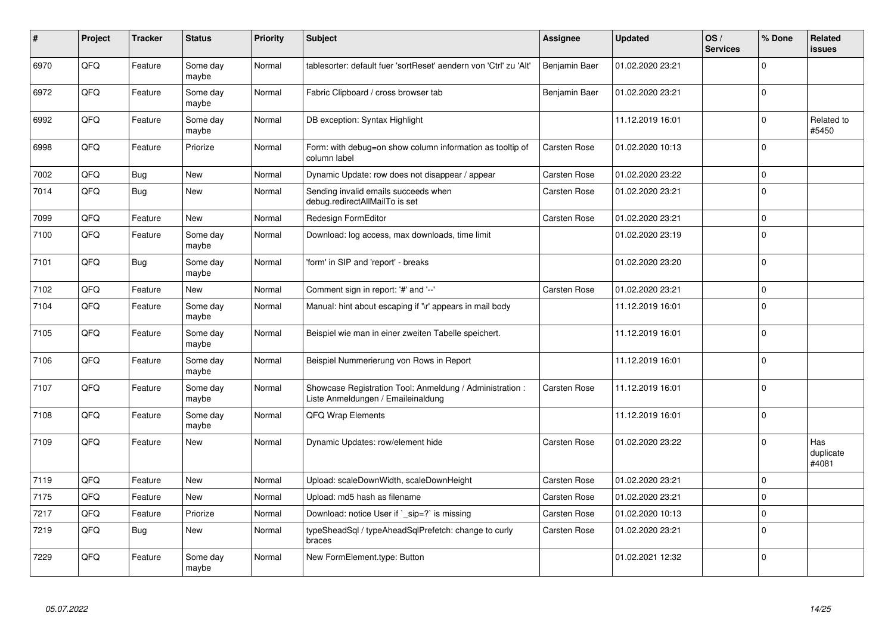| # | Project | Tracker | Status | Priority | Subject | Assignee | Updated | OS / Services | % Done | Related issues |
|---|---|---|---|---|---|---|---|---|---|---|
| 6970 | QFQ | Feature | Some day maybe | Normal | tablesorter: default fuer 'sortReset' aendern von 'Ctrl' zu 'Alt' | Benjamin Baer | 01.02.2020 23:21 | | 0 | |
| 6972 | QFQ | Feature | Some day maybe | Normal | Fabric Clipboard / cross browser tab | Benjamin Baer | 01.02.2020 23:21 | | 0 | |
| 6992 | QFQ | Feature | Some day maybe | Normal | DB exception: Syntax Highlight | | 11.12.2019 16:01 | | 0 | Related to #5450 |
| 6998 | QFQ | Feature | Priorize | Normal | Form: with debug=on show column information as tooltip of column label | Carsten Rose | 01.02.2020 10:13 | | 0 | |
| 7002 | QFQ | Bug | New | Normal | Dynamic Update: row does not disappear / appear | Carsten Rose | 01.02.2020 23:22 | | 0 | |
| 7014 | QFQ | Bug | New | Normal | Sending invalid emails succeeds when debug.redirectAllMailTo is set | Carsten Rose | 01.02.2020 23:21 | | 0 | |
| 7099 | QFQ | Feature | New | Normal | Redesign FormEditor | Carsten Rose | 01.02.2020 23:21 | | 0 | |
| 7100 | QFQ | Feature | Some day maybe | Normal | Download: log access, max downloads, time limit | | 01.02.2020 23:19 | | 0 | |
| 7101 | QFQ | Bug | Some day maybe | Normal | 'form' in SIP and 'report' - breaks | | 01.02.2020 23:20 | | 0 | |
| 7102 | QFQ | Feature | New | Normal | Comment sign in report: '#' and '--' | Carsten Rose | 01.02.2020 23:21 | | 0 | |
| 7104 | QFQ | Feature | Some day maybe | Normal | Manual: hint about escaping if '\r' appears in mail body | | 11.12.2019 16:01 | | 0 | |
| 7105 | QFQ | Feature | Some day maybe | Normal | Beispiel wie man in einer zweiten Tabelle speichert. | | 11.12.2019 16:01 | | 0 | |
| 7106 | QFQ | Feature | Some day maybe | Normal | Beispiel Nummerierung von Rows in Report | | 11.12.2019 16:01 | | 0 | |
| 7107 | QFQ | Feature | Some day maybe | Normal | Showcase Registration Tool: Anmeldung / Administration : Liste Anmeldungen / Emaileinaldung | Carsten Rose | 11.12.2019 16:01 | | 0 | |
| 7108 | QFQ | Feature | Some day maybe | Normal | QFQ Wrap Elements | | 11.12.2019 16:01 | | 0 | |
| 7109 | QFQ | Feature | New | Normal | Dynamic Updates: row/element hide | Carsten Rose | 01.02.2020 23:22 | | 0 | Has duplicate #4081 |
| 7119 | QFQ | Feature | New | Normal | Upload: scaleDownWidth, scaleDownHeight | Carsten Rose | 01.02.2020 23:21 | | 0 | |
| 7175 | QFQ | Feature | New | Normal | Upload: md5 hash as filename | Carsten Rose | 01.02.2020 23:21 | | 0 | |
| 7217 | QFQ | Feature | Priorize | Normal | Download: notice User if `_sip=?` is missing | Carsten Rose | 01.02.2020 10:13 | | 0 | |
| 7219 | QFQ | Bug | New | Normal | typeSheadSql / typeAheadSqlPrefetch: change to curly braces | Carsten Rose | 01.02.2020 23:21 | | 0 | |
| 7229 | QFQ | Feature | Some day maybe | Normal | New FormElement.type: Button | | 01.02.2021 12:32 | | 0 | |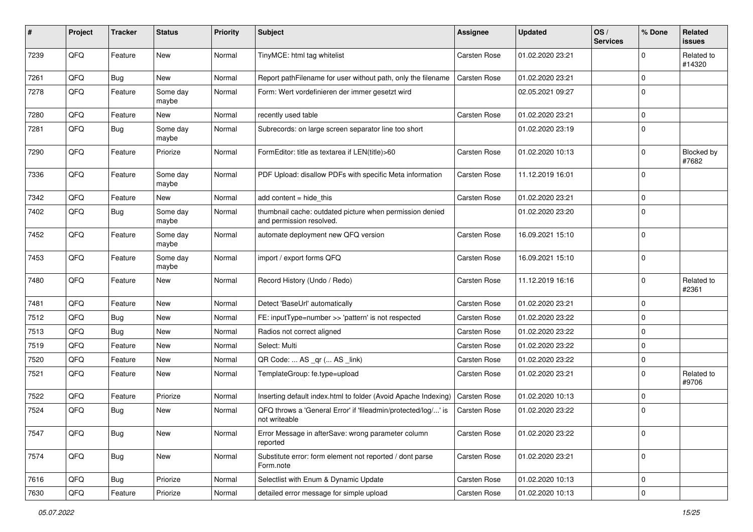| # | Project | Tracker | Status | Priority | Subject | Assignee | Updated | OS / Services | % Done | Related issues |
|---|---|---|---|---|---|---|---|---|---|---|
| 7239 | QFQ | Feature | New | Normal | TinyMCE: html tag whitelist | Carsten Rose | 01.02.2020 23:21 | | 0 | Related to #14320 |
| 7261 | QFQ | Bug | New | Normal | Report pathFilename for user without path, only the filename | Carsten Rose | 01.02.2020 23:21 | | 0 | |
| 7278 | QFQ | Feature | Some day maybe | Normal | Form: Wert vordefinieren der immer gesetzt wird | | 02.05.2021 09:27 | | 0 | |
| 7280 | QFQ | Feature | New | Normal | recently used table | Carsten Rose | 01.02.2020 23:21 | | 0 | |
| 7281 | QFQ | Bug | Some day maybe | Normal | Subrecords: on large screen separator line too short | | 01.02.2020 23:19 | | 0 | |
| 7290 | QFQ | Feature | Priorize | Normal | FormEditor: title as textarea if LEN(title)>60 | Carsten Rose | 01.02.2020 10:13 | | 0 | Blocked by #7682 |
| 7336 | QFQ | Feature | Some day maybe | Normal | PDF Upload: disallow PDFs with specific Meta information | Carsten Rose | 11.12.2019 16:01 | | 0 | |
| 7342 | QFQ | Feature | New | Normal | add content = hide_this | Carsten Rose | 01.02.2020 23:21 | | 0 | |
| 7402 | QFQ | Bug | Some day maybe | Normal | thumbnail cache: outdated picture when permission denied and permission resolved. | | 01.02.2020 23:20 | | 0 | |
| 7452 | QFQ | Feature | Some day maybe | Normal | automate deployment new QFQ version | Carsten Rose | 16.09.2021 15:10 | | 0 | |
| 7453 | QFQ | Feature | Some day maybe | Normal | import / export forms QFQ | Carsten Rose | 16.09.2021 15:10 | | 0 | |
| 7480 | QFQ | Feature | New | Normal | Record History (Undo / Redo) | Carsten Rose | 11.12.2019 16:16 | | 0 | Related to #2361 |
| 7481 | QFQ | Feature | New | Normal | Detect 'BaseUrl' automatically | Carsten Rose | 01.02.2020 23:21 | | 0 | |
| 7512 | QFQ | Bug | New | Normal | FE: inputType=number >> 'pattern' is not respected | Carsten Rose | 01.02.2020 23:22 | | 0 | |
| 7513 | QFQ | Bug | New | Normal | Radios not correct aligned | Carsten Rose | 01.02.2020 23:22 | | 0 | |
| 7519 | QFQ | Feature | New | Normal | Select: Multi | Carsten Rose | 01.02.2020 23:22 | | 0 | |
| 7520 | QFQ | Feature | New | Normal | QR Code: ... AS _qr (... AS _link) | Carsten Rose | 01.02.2020 23:22 | | 0 | |
| 7521 | QFQ | Feature | New | Normal | TemplateGroup: fe.type=upload | Carsten Rose | 01.02.2020 23:21 | | 0 | Related to #9706 |
| 7522 | QFQ | Feature | Priorize | Normal | Inserting default index.html to folder (Avoid Apache Indexing) | Carsten Rose | 01.02.2020 10:13 | | 0 | |
| 7524 | QFQ | Bug | New | Normal | QFQ throws a 'General Error' if 'fileadmin/protected/log/...' is not writeable | Carsten Rose | 01.02.2020 23:22 | | 0 | |
| 7547 | QFQ | Bug | New | Normal | Error Message in afterSave: wrong parameter column reported | Carsten Rose | 01.02.2020 23:22 | | 0 | |
| 7574 | QFQ | Bug | New | Normal | Substitute error: form element not reported / dont parse Form.note | Carsten Rose | 01.02.2020 23:21 | | 0 | |
| 7616 | QFQ | Bug | Priorize | Normal | Selectlist with Enum & Dynamic Update | Carsten Rose | 01.02.2020 10:13 | | 0 | |
| 7630 | QFQ | Feature | Priorize | Normal | detailed error message for simple upload | Carsten Rose | 01.02.2020 10:13 | | 0 | |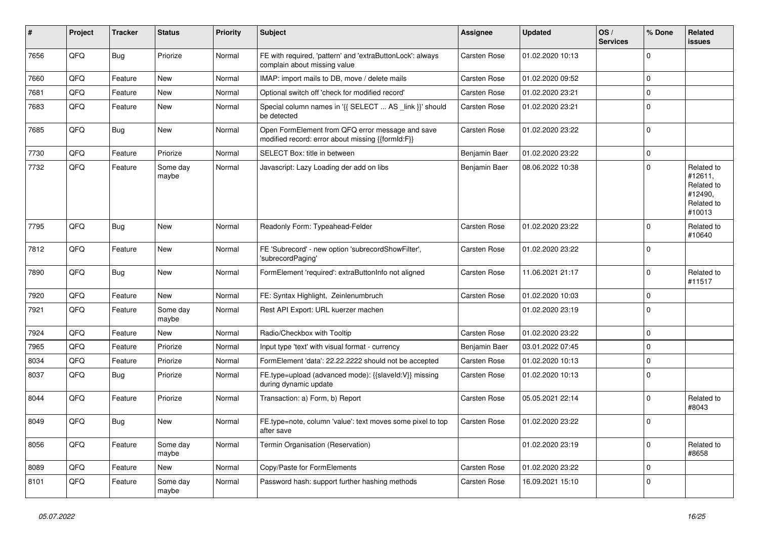| # | Project | Tracker | Status | Priority | Subject | Assignee | Updated | OS / Services | % Done | Related issues |
|---|---|---|---|---|---|---|---|---|---|---|
| 7656 | QFQ | Bug | Priorize | Normal | FE with required, 'pattern' and 'extraButtonLock': always complain about missing value | Carsten Rose | 01.02.2020 10:13 | | 0 | |
| 7660 | QFQ | Feature | New | Normal | IMAP: import mails to DB, move / delete mails | Carsten Rose | 01.02.2020 09:52 | | 0 | |
| 7681 | QFQ | Feature | New | Normal | Optional switch off 'check for modified record' | Carsten Rose | 01.02.2020 23:21 | | 0 | |
| 7683 | QFQ | Feature | New | Normal | Special column names in '{{ SELECT ... AS _link }}' should be detected | Carsten Rose | 01.02.2020 23:21 | | 0 | |
| 7685 | QFQ | Bug | New | Normal | Open FormElement from QFQ error message and save modified record: error about missing {{formId:F}} | Carsten Rose | 01.02.2020 23:22 | | 0 | |
| 7730 | QFQ | Feature | Priorize | Normal | SELECT Box: title in between | Benjamin Baer | 01.02.2020 23:22 | | 0 | |
| 7732 | QFQ | Feature | Some day maybe | Normal | Javascript: Lazy Loading der add on libs | Benjamin Baer | 08.06.2022 10:38 | | 0 | Related to #12611, Related to #12490, Related to #10013 |
| 7795 | QFQ | Bug | New | Normal | Readonly Form: Typeahead-Felder | Carsten Rose | 01.02.2020 23:22 | | 0 | Related to #10640 |
| 7812 | QFQ | Feature | New | Normal | FE 'Subrecord' - new option 'subrecordShowFilter', 'subrecordPaging' | Carsten Rose | 01.02.2020 23:22 | | 0 | |
| 7890 | QFQ | Bug | New | Normal | FormElement 'required': extraButtonInfo not aligned | Carsten Rose | 11.06.2021 21:17 | | 0 | Related to #11517 |
| 7920 | QFQ | Feature | New | Normal | FE: Syntax Highlight, Zeinlenumbruch | Carsten Rose | 01.02.2020 10:03 | | 0 | |
| 7921 | QFQ | Feature | Some day maybe | Normal | Rest API Export: URL kuerzer machen | | 01.02.2020 23:19 | | 0 | |
| 7924 | QFQ | Feature | New | Normal | Radio/Checkbox with Tooltip | Carsten Rose | 01.02.2020 23:22 | | 0 | |
| 7965 | QFQ | Feature | Priorize | Normal | Input type 'text' with visual format - currency | Benjamin Baer | 03.01.2022 07:45 | | 0 | |
| 8034 | QFQ | Feature | Priorize | Normal | FormElement 'data': 22.22.2222 should not be accepted | Carsten Rose | 01.02.2020 10:13 | | 0 | |
| 8037 | QFQ | Bug | Priorize | Normal | FE.type=upload (advanced mode): {{slaveId:V}} missing during dynamic update | Carsten Rose | 01.02.2020 10:13 | | 0 | |
| 8044 | QFQ | Feature | Priorize | Normal | Transaction: a) Form, b) Report | Carsten Rose | 05.05.2021 22:14 | | 0 | Related to #8043 |
| 8049 | QFQ | Bug | New | Normal | FE.type=note, column 'value': text moves some pixel to top after save | Carsten Rose | 01.02.2020 23:22 | | 0 | |
| 8056 | QFQ | Feature | Some day maybe | Normal | Termin Organisation (Reservation) | | 01.02.2020 23:19 | | 0 | Related to #8658 |
| 8089 | QFQ | Feature | New | Normal | Copy/Paste for FormElements | Carsten Rose | 01.02.2020 23:22 | | 0 | |
| 8101 | QFQ | Feature | Some day maybe | Normal | Password hash: support further hashing methods | Carsten Rose | 16.09.2021 15:10 | | 0 | |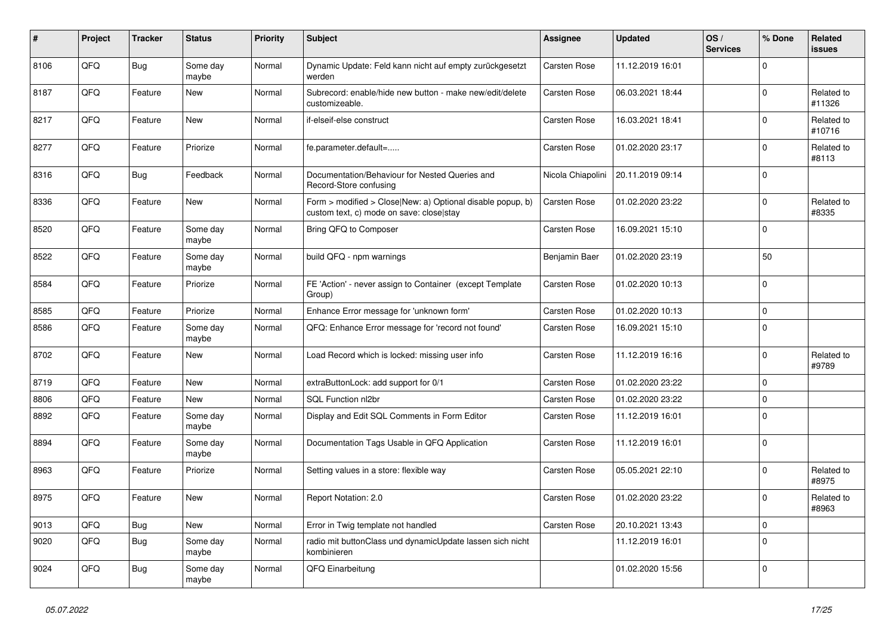| # | Project | Tracker | Status | Priority | Subject | Assignee | Updated | OS / Services | % Done | Related issues |
|---|---|---|---|---|---|---|---|---|---|---|
| 8106 | QFQ | Bug | Some day maybe | Normal | Dynamic Update: Feld kann nicht auf empty zurückgesetzt werden | Carsten Rose | 11.12.2019 16:01 | | 0 | |
| 8187 | QFQ | Feature | New | Normal | Subrecord: enable/hide new button - make new/edit/delete customizeable. | Carsten Rose | 06.03.2021 18:44 | | 0 | Related to #11326 |
| 8217 | QFQ | Feature | New | Normal | if-elseif-else construct | Carsten Rose | 16.03.2021 18:41 | | 0 | Related to #10716 |
| 8277 | QFQ | Feature | Priorize | Normal | fe.parameter.default=..... | Carsten Rose | 01.02.2020 23:17 | | 0 | Related to #8113 |
| 8316 | QFQ | Bug | Feedback | Normal | Documentation/Behaviour for Nested Queries and Record-Store confusing | Nicola Chiapolini | 20.11.2019 09:14 | | 0 | |
| 8336 | QFQ | Feature | New | Normal | Form > modified > Close\|New: a) Optional disable popup, b) custom text, c) mode on save: close\|stay | Carsten Rose | 01.02.2020 23:22 | | 0 | Related to #8335 |
| 8520 | QFQ | Feature | Some day maybe | Normal | Bring QFQ to Composer | Carsten Rose | 16.09.2021 15:10 | | 0 | |
| 8522 | QFQ | Feature | Some day maybe | Normal | build QFQ - npm warnings | Benjamin Baer | 01.02.2020 23:19 | | 50 | |
| 8584 | QFQ | Feature | Priorize | Normal | FE 'Action' - never assign to Container (except Template Group) | Carsten Rose | 01.02.2020 10:13 | | 0 | |
| 8585 | QFQ | Feature | Priorize | Normal | Enhance Error message for 'unknown form' | Carsten Rose | 01.02.2020 10:13 | | 0 | |
| 8586 | QFQ | Feature | Some day maybe | Normal | QFQ: Enhance Error message for 'record not found' | Carsten Rose | 16.09.2021 15:10 | | 0 | |
| 8702 | QFQ | Feature | New | Normal | Load Record which is locked: missing user info | Carsten Rose | 11.12.2019 16:16 | | 0 | Related to #9789 |
| 8719 | QFQ | Feature | New | Normal | extraButtonLock: add support for 0/1 | Carsten Rose | 01.02.2020 23:22 | | 0 | |
| 8806 | QFQ | Feature | New | Normal | SQL Function nl2br | Carsten Rose | 01.02.2020 23:22 | | 0 | |
| 8892 | QFQ | Feature | Some day maybe | Normal | Display and Edit SQL Comments in Form Editor | Carsten Rose | 11.12.2019 16:01 | | 0 | |
| 8894 | QFQ | Feature | Some day maybe | Normal | Documentation Tags Usable in QFQ Application | Carsten Rose | 11.12.2019 16:01 | | 0 | |
| 8963 | QFQ | Feature | Priorize | Normal | Setting values in a store: flexible way | Carsten Rose | 05.05.2021 22:10 | | 0 | Related to #8975 |
| 8975 | QFQ | Feature | New | Normal | Report Notation: 2.0 | Carsten Rose | 01.02.2020 23:22 | | 0 | Related to #8963 |
| 9013 | QFQ | Bug | New | Normal | Error in Twig template not handled | Carsten Rose | 20.10.2021 13:43 | | 0 | |
| 9020 | QFQ | Bug | Some day maybe | Normal | radio mit buttonClass und dynamicUpdate lassen sich nicht kombinieren | | 11.12.2019 16:01 | | 0 | |
| 9024 | QFQ | Bug | Some day maybe | Normal | QFQ Einarbeitung | | 01.02.2020 15:56 | | 0 | |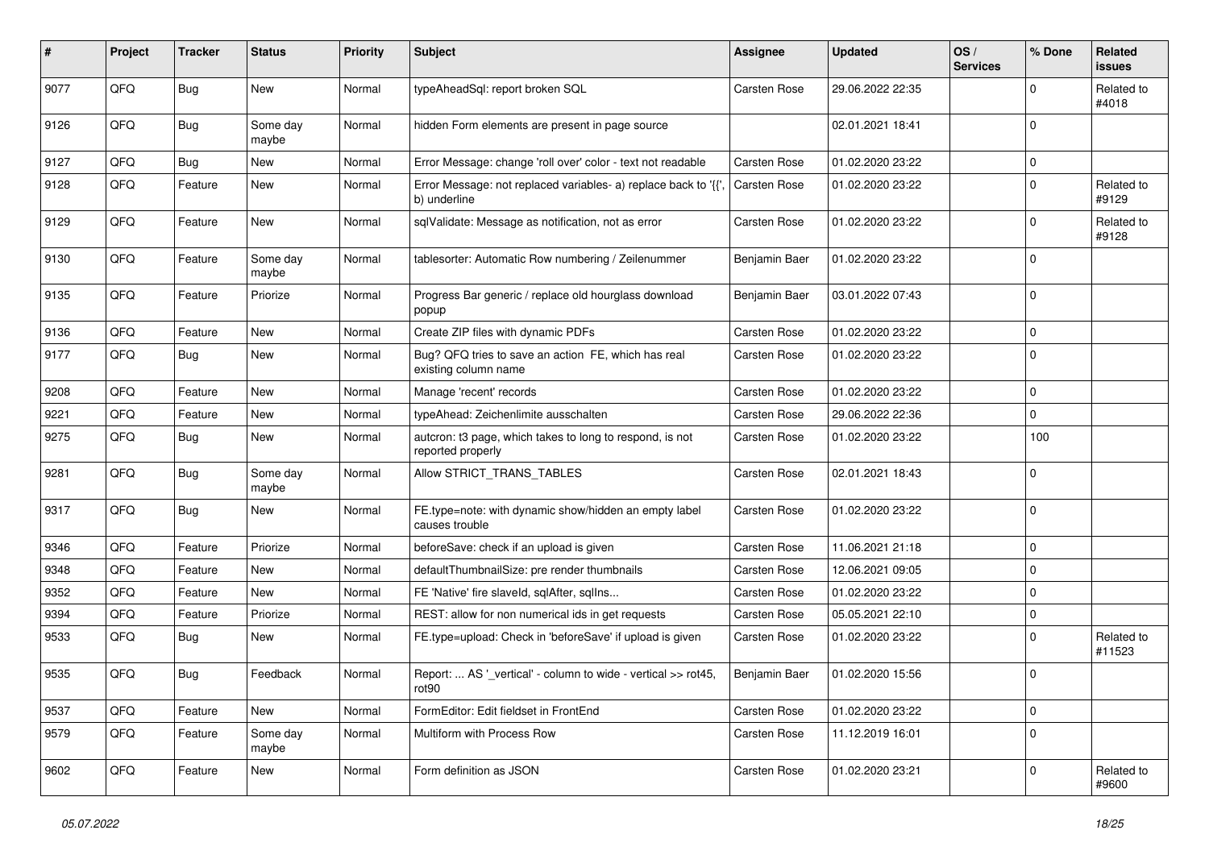| # | Project | Tracker | Status | Priority | Subject | Assignee | Updated | OS / Services | % Done | Related issues |
|---|---|---|---|---|---|---|---|---|---|---|
| 9077 | QFQ | Bug | New | Normal | typeAheadSql: report broken SQL | Carsten Rose | 29.06.2022 22:35 | | 0 | Related to #4018 |
| 9126 | QFQ | Bug | Some day maybe | Normal | hidden Form elements are present in page source | | 02.01.2021 18:41 | | 0 | |
| 9127 | QFQ | Bug | New | Normal | Error Message: change 'roll over' color - text not readable | Carsten Rose | 01.02.2020 23:22 | | 0 | |
| 9128 | QFQ | Feature | New | Normal | Error Message: not replaced variables- a) replace back to '{{', b) underline | Carsten Rose | 01.02.2020 23:22 | | 0 | Related to #9129 |
| 9129 | QFQ | Feature | New | Normal | sqlValidate: Message as notification, not as error | Carsten Rose | 01.02.2020 23:22 | | 0 | Related to #9128 |
| 9130 | QFQ | Feature | Some day maybe | Normal | tablesorter: Automatic Row numbering / Zeilenummer | Benjamin Baer | 01.02.2020 23:22 | | 0 | |
| 9135 | QFQ | Feature | Priorize | Normal | Progress Bar generic / replace old hourglass download popup | Benjamin Baer | 03.01.2022 07:43 | | 0 | |
| 9136 | QFQ | Feature | New | Normal | Create ZIP files with dynamic PDFs | Carsten Rose | 01.02.2020 23:22 | | 0 | |
| 9177 | QFQ | Bug | New | Normal | Bug? QFQ tries to save an action FE, which has real existing column name | Carsten Rose | 01.02.2020 23:22 | | 0 | |
| 9208 | QFQ | Feature | New | Normal | Manage 'recent' records | Carsten Rose | 01.02.2020 23:22 | | 0 | |
| 9221 | QFQ | Feature | New | Normal | typeAhead: Zeichenlimite ausschalten | Carsten Rose | 29.06.2022 22:36 | | 0 | |
| 9275 | QFQ | Bug | New | Normal | autcron: t3 page, which takes to long to respond, is not reported properly | Carsten Rose | 01.02.2020 23:22 | | 100 | |
| 9281 | QFQ | Bug | Some day maybe | Normal | Allow STRICT_TRANS_TABLES | Carsten Rose | 02.01.2021 18:43 | | 0 | |
| 9317 | QFQ | Bug | New | Normal | FE.type=note: with dynamic show/hidden an empty label causes trouble | Carsten Rose | 01.02.2020 23:22 | | 0 | |
| 9346 | QFQ | Feature | Priorize | Normal | beforeSave: check if an upload is given | Carsten Rose | 11.06.2021 21:18 | | 0 | |
| 9348 | QFQ | Feature | New | Normal | defaultThumbnailSize: pre render thumbnails | Carsten Rose | 12.06.2021 09:05 | | 0 | |
| 9352 | QFQ | Feature | New | Normal | FE 'Native' fire slaveId, sqlAfter, sqlIns... | Carsten Rose | 01.02.2020 23:22 | | 0 | |
| 9394 | QFQ | Feature | Priorize | Normal | REST: allow for non numerical ids in get requests | Carsten Rose | 05.05.2021 22:10 | | 0 | |
| 9533 | QFQ | Bug | New | Normal | FE.type=upload: Check in 'beforeSave' if upload is given | Carsten Rose | 01.02.2020 23:22 | | 0 | Related to #11523 |
| 9535 | QFQ | Bug | Feedback | Normal | Report: ... AS '_vertical' - column to wide - vertical >> rot45, rot90 | Benjamin Baer | 01.02.2020 15:56 | | 0 | |
| 9537 | QFQ | Feature | New | Normal | FormEditor: Edit fieldset in FrontEnd | Carsten Rose | 01.02.2020 23:22 | | 0 | |
| 9579 | QFQ | Feature | Some day maybe | Normal | Multiform with Process Row | Carsten Rose | 11.12.2019 16:01 | | 0 | |
| 9602 | QFQ | Feature | New | Normal | Form definition as JSON | Carsten Rose | 01.02.2020 23:21 | | 0 | Related to #9600 |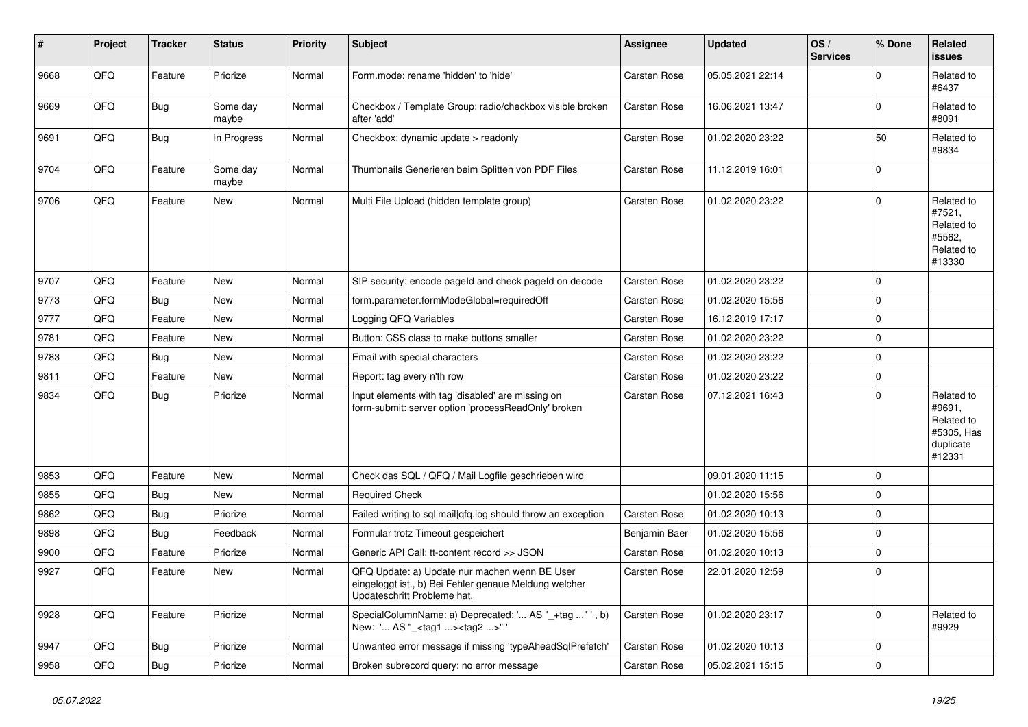| # | Project | Tracker | Status | Priority | Subject | Assignee | Updated | OS / Services | % Done | Related issues |
|---|---|---|---|---|---|---|---|---|---|---|
| 9668 | QFQ | Feature | Priorize | Normal | Form.mode: rename 'hidden' to 'hide' | Carsten Rose | 05.05.2021 22:14 | | 0 | Related to #6437 |
| 9669 | QFQ | Bug | Some day maybe | Normal | Checkbox / Template Group: radio/checkbox visible broken after 'add' | Carsten Rose | 16.06.2021 13:47 | | 0 | Related to #8091 |
| 9691 | QFQ | Bug | In Progress | Normal | Checkbox: dynamic update > readonly | Carsten Rose | 01.02.2020 23:22 | | 50 | Related to #9834 |
| 9704 | QFQ | Feature | Some day maybe | Normal | Thumbnails Generieren beim Splitten von PDF Files | Carsten Rose | 11.12.2019 16:01 | | 0 | |
| 9706 | QFQ | Feature | New | Normal | Multi File Upload (hidden template group) | Carsten Rose | 01.02.2020 23:22 | | 0 | Related to #7521, Related to #5562, Related to #13330 |
| 9707 | QFQ | Feature | New | Normal | SIP security: encode pageId and check pageId on decode | Carsten Rose | 01.02.2020 23:22 | | 0 | |
| 9773 | QFQ | Bug | New | Normal | form.parameter.formModeGlobal=requiredOff | Carsten Rose | 01.02.2020 15:56 | | 0 | |
| 9777 | QFQ | Feature | New | Normal | Logging QFQ Variables | Carsten Rose | 16.12.2019 17:17 | | 0 | |
| 9781 | QFQ | Feature | New | Normal | Button: CSS class to make buttons smaller | Carsten Rose | 01.02.2020 23:22 | | 0 | |
| 9783 | QFQ | Bug | New | Normal | Email with special characters | Carsten Rose | 01.02.2020 23:22 | | 0 | |
| 9811 | QFQ | Feature | New | Normal | Report: tag every n'th row | Carsten Rose | 01.02.2020 23:22 | | 0 | |
| 9834 | QFQ | Bug | Priorize | Normal | Input elements with tag 'disabled' are missing on form-submit: server option 'processReadOnly' broken | Carsten Rose | 07.12.2021 16:43 | | 0 | Related to #9691, Related to #5305, Has duplicate #12331 |
| 9853 | QFQ | Feature | New | Normal | Check das SQL / QFQ / Mail Logfile geschrieben wird | | 09.01.2020 11:15 | | 0 | |
| 9855 | QFQ | Bug | New | Normal | Required Check | | 01.02.2020 15:56 | | 0 | |
| 9862 | QFQ | Bug | Priorize | Normal | Failed writing to sql\|mail\|qfq.log should throw an exception | Carsten Rose | 01.02.2020 10:13 | | 0 | |
| 9898 | QFQ | Bug | Feedback | Normal | Formular trotz Timeout gespeichert | Benjamin Baer | 01.02.2020 15:56 | | 0 | |
| 9900 | QFQ | Feature | Priorize | Normal | Generic API Call: tt-content record >> JSON | Carsten Rose | 01.02.2020 10:13 | | 0 | |
| 9927 | QFQ | Feature | New | Normal | QFQ Update: a) Update nur machen wenn BE User eingeloggt ist., b) Bei Fehler genaue Meldung welcher Updateschritt Probleme hat. | Carsten Rose | 22.01.2020 12:59 | | 0 | |
| 9928 | QFQ | Feature | Priorize | Normal | SpecialColumnName: a) Deprecated: '... AS "_+tag ..." ', b) New: '... AS "_<tag1 ...><tag2 ...>" ' | Carsten Rose | 01.02.2020 23:17 | | 0 | Related to #9929 |
| 9947 | QFQ | Bug | Priorize | Normal | Unwanted error message if missing 'typeAheadSqlPrefetch' | Carsten Rose | 01.02.2020 10:13 | | 0 | |
| 9958 | QFQ | Bug | Priorize | Normal | Broken subrecord query: no error message | Carsten Rose | 05.02.2021 15:15 | | 0 | |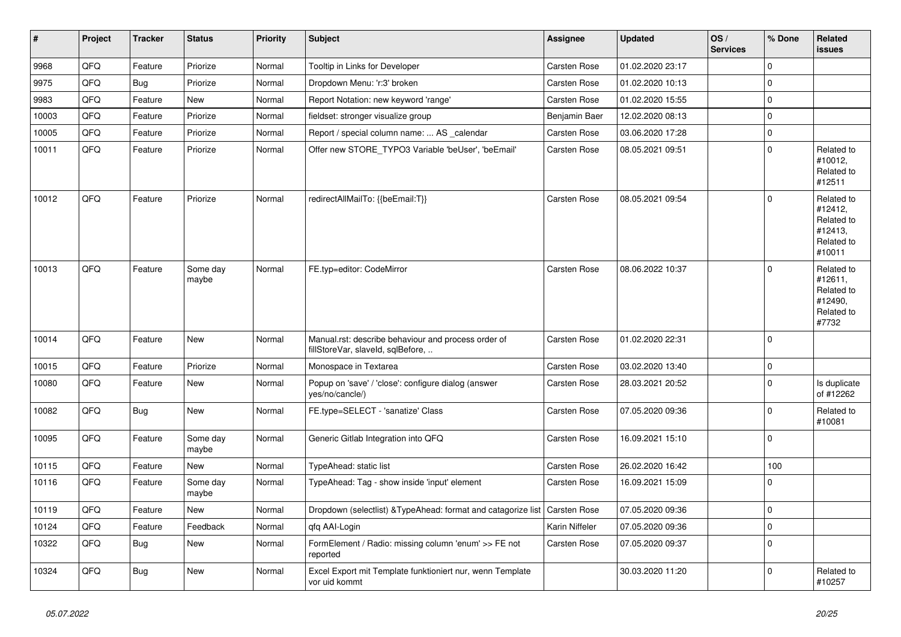| # | Project | Tracker | Status | Priority | Subject | Assignee | Updated | OS / Services | % Done | Related issues |
|---|---|---|---|---|---|---|---|---|---|---|
| 9968 | QFQ | Feature | Priorize | Normal | Tooltip in Links for Developer | Carsten Rose | 01.02.2020 23:17 | | 0 | |
| 9975 | QFQ | Bug | Priorize | Normal | Dropdown Menu: 'r:3' broken | Carsten Rose | 01.02.2020 10:13 | | 0 | |
| 9983 | QFQ | Feature | New | Normal | Report Notation: new keyword 'range' | Carsten Rose | 01.02.2020 15:55 | | 0 | |
| 10003 | QFQ | Feature | Priorize | Normal | fieldset: stronger visualize group | Benjamin Baer | 12.02.2020 08:13 | | 0 | |
| 10005 | QFQ | Feature | Priorize | Normal | Report / special column name: ... AS _calendar | Carsten Rose | 03.06.2020 17:28 | | 0 | |
| 10011 | QFQ | Feature | Priorize | Normal | Offer new STORE_TYPO3 Variable 'beUser', 'beEmail' | Carsten Rose | 08.05.2021 09:51 | | 0 | Related to #10012, Related to #12511 |
| 10012 | QFQ | Feature | Priorize | Normal | redirectAllMailTo: {{beEmail:T}} | Carsten Rose | 08.05.2021 09:54 | | 0 | Related to #12412, Related to #12413, Related to #10011 |
| 10013 | QFQ | Feature | Some day maybe | Normal | FE.typ=editor: CodeMirror | Carsten Rose | 08.06.2022 10:37 | | 0 | Related to #12611, Related to #12490, Related to #7732 |
| 10014 | QFQ | Feature | New | Normal | Manual.rst: describe behaviour and process order of fillStoreVar, slaveId, sqlBefore, .. | Carsten Rose | 01.02.2020 22:31 | | 0 | |
| 10015 | QFQ | Feature | Priorize | Normal | Monospace in Textarea | Carsten Rose | 03.02.2020 13:40 | | 0 | |
| 10080 | QFQ | Feature | New | Normal | Popup on 'save' / 'close': configure dialog (answer yes/no/cancle/) | Carsten Rose | 28.03.2021 20:52 | | 0 | Is duplicate of #12262 |
| 10082 | QFQ | Bug | New | Normal | FE.type=SELECT - 'sanatize' Class | Carsten Rose | 07.05.2020 09:36 | | 0 | Related to #10081 |
| 10095 | QFQ | Feature | Some day maybe | Normal | Generic Gitlab Integration into QFQ | Carsten Rose | 16.09.2021 15:10 | | 0 | |
| 10115 | QFQ | Feature | New | Normal | TypeAhead: static list | Carsten Rose | 26.02.2020 16:42 | | 100 | |
| 10116 | QFQ | Feature | Some day maybe | Normal | TypeAhead: Tag - show inside 'input' element | Carsten Rose | 16.09.2021 15:09 | | 0 | |
| 10119 | QFQ | Feature | New | Normal | Dropdown (selectlist) &TypeAhead: format and catagorize list | Carsten Rose | 07.05.2020 09:36 | | 0 | |
| 10124 | QFQ | Feature | Feedback | Normal | qfq AAI-Login | Karin Niffeler | 07.05.2020 09:36 | | 0 | |
| 10322 | QFQ | Bug | New | Normal | FormElement / Radio: missing column 'enum' >> FE not reported | Carsten Rose | 07.05.2020 09:37 | | 0 | |
| 10324 | QFQ | Bug | New | Normal | Excel Export mit Template funktioniert nur, wenn Template vor uid kommt | | 30.03.2020 11:20 | | 0 | Related to #10257 |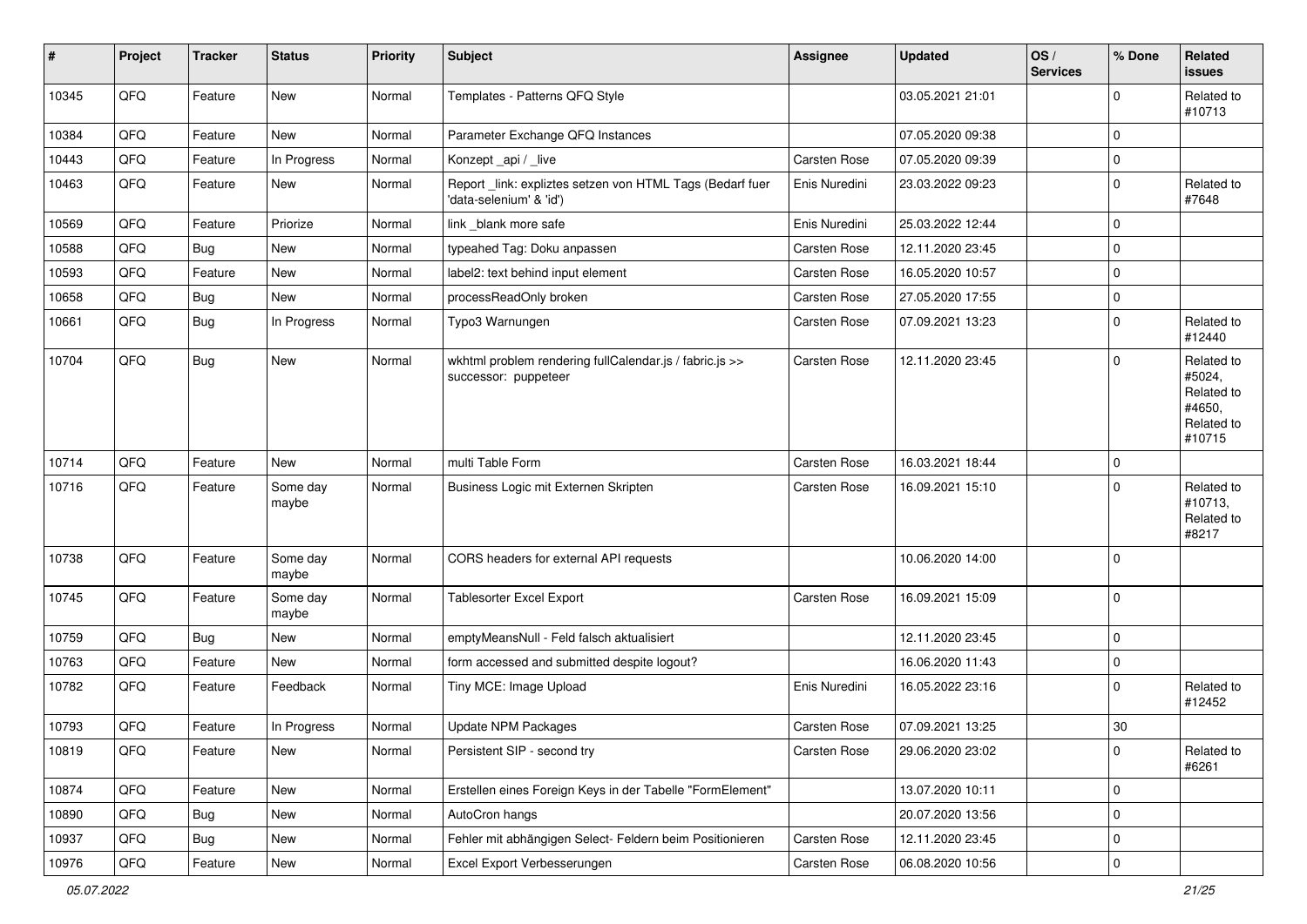| # | Project | Tracker | Status | Priority | Subject | Assignee | Updated | OS / Services | % Done | Related issues |
|---|---|---|---|---|---|---|---|---|---|---|
| 10345 | QFQ | Feature | New | Normal | Templates - Patterns QFQ Style | | 03.05.2021 21:01 | | 0 | Related to #10713 |
| 10384 | QFQ | Feature | New | Normal | Parameter Exchange QFQ Instances | | 07.05.2020 09:38 | | 0 | |
| 10443 | QFQ | Feature | In Progress | Normal | Konzept _api / _live | Carsten Rose | 07.05.2020 09:39 | | 0 | |
| 10463 | QFQ | Feature | New | Normal | Report _link: expliztes setzen von HTML Tags (Bedarf fuer 'data-selenium' & 'id') | Enis Nuredini | 23.03.2022 09:23 | | 0 | Related to #7648 |
| 10569 | QFQ | Feature | Priorize | Normal | link _blank more safe | Enis Nuredini | 25.03.2022 12:44 | | 0 | |
| 10588 | QFQ | Bug | New | Normal | typeahed Tag: Doku anpassen | Carsten Rose | 12.11.2020 23:45 | | 0 | |
| 10593 | QFQ | Feature | New | Normal | label2: text behind input element | Carsten Rose | 16.05.2020 10:57 | | 0 | |
| 10658 | QFQ | Bug | New | Normal | processReadOnly broken | Carsten Rose | 27.05.2020 17:55 | | 0 | |
| 10661 | QFQ | Bug | In Progress | Normal | Typo3 Warnungen | Carsten Rose | 07.09.2021 13:23 | | 0 | Related to #12440 |
| 10704 | QFQ | Bug | New | Normal | wkhtml problem rendering fullCalendar.js / fabric.js >> successor: puppeteer | Carsten Rose | 12.11.2020 23:45 | | 0 | Related to #5024, Related to #4650, Related to #10715 |
| 10714 | QFQ | Feature | New | Normal | multi Table Form | Carsten Rose | 16.03.2021 18:44 | | 0 | |
| 10716 | QFQ | Feature | Some day maybe | Normal | Business Logic mit Externen Skripten | Carsten Rose | 16.09.2021 15:10 | | 0 | Related to #10713, Related to #8217 |
| 10738 | QFQ | Feature | Some day maybe | Normal | CORS headers for external API requests | | 10.06.2020 14:00 | | 0 | |
| 10745 | QFQ | Feature | Some day maybe | Normal | Tablesorter Excel Export | Carsten Rose | 16.09.2021 15:09 | | 0 | |
| 10759 | QFQ | Bug | New | Normal | emptyMeansNull - Feld falsch aktualisiert | | 12.11.2020 23:45 | | 0 | |
| 10763 | QFQ | Feature | New | Normal | form accessed and submitted despite logout? | | 16.06.2020 11:43 | | 0 | |
| 10782 | QFQ | Feature | Feedback | Normal | Tiny MCE: Image Upload | Enis Nuredini | 16.05.2022 23:16 | | 0 | Related to #12452 |
| 10793 | QFQ | Feature | In Progress | Normal | Update NPM Packages | Carsten Rose | 07.09.2021 13:25 | | 30 | |
| 10819 | QFQ | Feature | New | Normal | Persistent SIP - second try | Carsten Rose | 29.06.2020 23:02 | | 0 | Related to #6261 |
| 10874 | QFQ | Feature | New | Normal | Erstellen eines Foreign Keys in der Tabelle "FormElement" | | 13.07.2020 10:11 | | 0 | |
| 10890 | QFQ | Bug | New | Normal | AutoCron hangs | | 20.07.2020 13:56 | | 0 | |
| 10937 | QFQ | Bug | New | Normal | Fehler mit abhängigen Select- Feldern beim Positionieren | Carsten Rose | 12.11.2020 23:45 | | 0 | |
| 10976 | QFQ | Feature | New | Normal | Excel Export Verbesserungen | Carsten Rose | 06.08.2020 10:56 | | 0 | |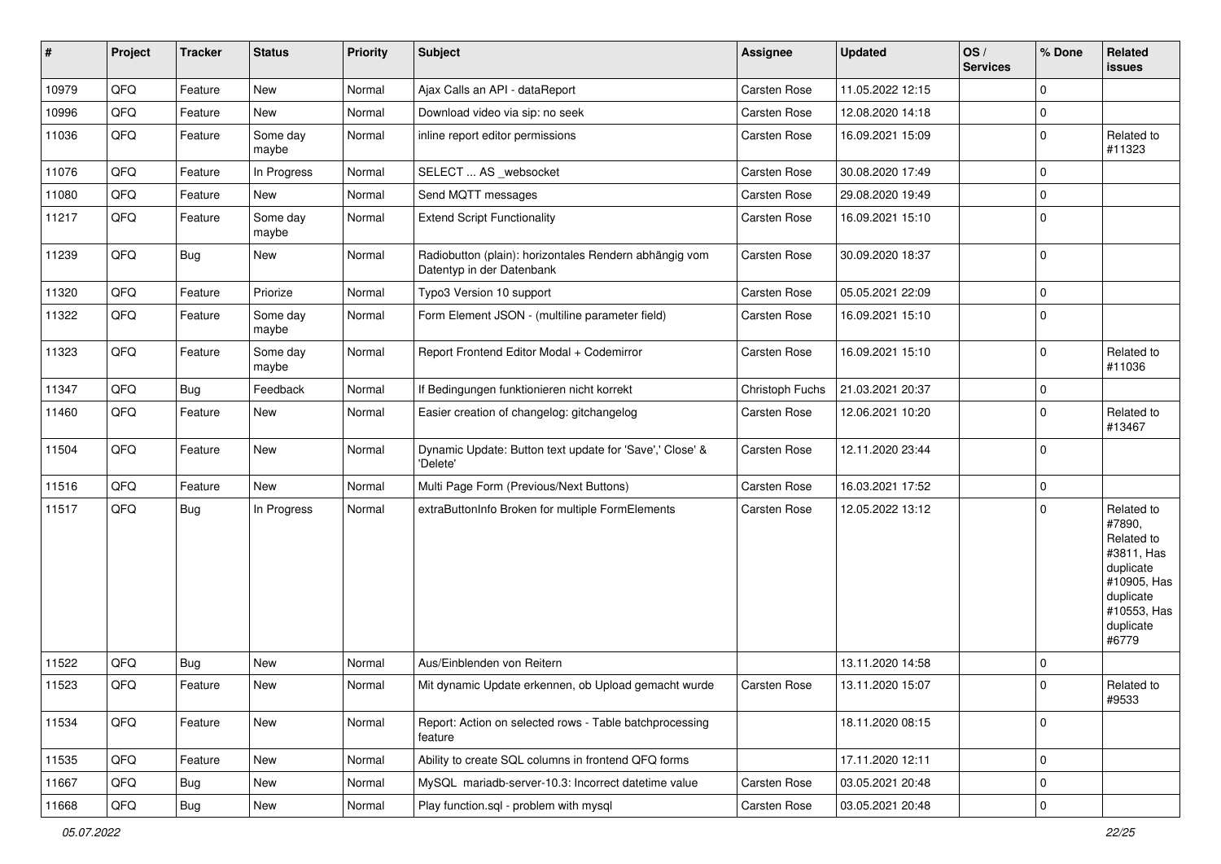| # | Project | Tracker | Status | Priority | Subject | Assignee | Updated | OS / Services | % Done | Related issues |
|---|---|---|---|---|---|---|---|---|---|---|
| 10979 | QFQ | Feature | New | Normal | Ajax Calls an API - dataReport | Carsten Rose | 11.05.2022 12:15 | | 0 | |
| 10996 | QFQ | Feature | New | Normal | Download video via sip: no seek | Carsten Rose | 12.08.2020 14:18 | | 0 | |
| 11036 | QFQ | Feature | Some day maybe | Normal | inline report editor permissions | Carsten Rose | 16.09.2021 15:09 | | 0 | Related to #11323 |
| 11076 | QFQ | Feature | In Progress | Normal | SELECT ... AS _websocket | Carsten Rose | 30.08.2020 17:49 | | 0 | |
| 11080 | QFQ | Feature | New | Normal | Send MQTT messages | Carsten Rose | 29.08.2020 19:49 | | 0 | |
| 11217 | QFQ | Feature | Some day maybe | Normal | Extend Script Functionality | Carsten Rose | 16.09.2021 15:10 | | 0 | |
| 11239 | QFQ | Bug | New | Normal | Radiobutton (plain): horizontales Rendern abhängig vom Datentyp in der Datenbank | Carsten Rose | 30.09.2020 18:37 | | 0 | |
| 11320 | QFQ | Feature | Priorize | Normal | Typo3 Version 10 support | Carsten Rose | 05.05.2021 22:09 | | 0 | |
| 11322 | QFQ | Feature | Some day maybe | Normal | Form Element JSON - (multiline parameter field) | Carsten Rose | 16.09.2021 15:10 | | 0 | |
| 11323 | QFQ | Feature | Some day maybe | Normal | Report Frontend Editor Modal + Codemirror | Carsten Rose | 16.09.2021 15:10 | | 0 | Related to #11036 |
| 11347 | QFQ | Bug | Feedback | Normal | If Bedingungen funktionieren nicht korrekt | Christoph Fuchs | 21.03.2021 20:37 | | 0 | |
| 11460 | QFQ | Feature | New | Normal | Easier creation of changelog: gitchangelog | Carsten Rose | 12.06.2021 10:20 | | 0 | Related to #13467 |
| 11504 | QFQ | Feature | New | Normal | Dynamic Update: Button text update for 'Save',' Close' & 'Delete' | Carsten Rose | 12.11.2020 23:44 | | 0 | |
| 11516 | QFQ | Feature | New | Normal | Multi Page Form (Previous/Next Buttons) | Carsten Rose | 16.03.2021 17:52 | | 0 | |
| 11517 | QFQ | Bug | In Progress | Normal | extraButtonInfo Broken for multiple FormElements | Carsten Rose | 12.05.2022 13:12 | | 0 | Related to #7890, Related to #3811, Has duplicate #10905, Has duplicate #10553, Has duplicate #6779 |
| 11522 | QFQ | Bug | New | Normal | Aus/Einblenden von Reitern | | 13.11.2020 14:58 | | 0 | |
| 11523 | QFQ | Feature | New | Normal | Mit dynamic Update erkennen, ob Upload gemacht wurde | Carsten Rose | 13.11.2020 15:07 | | 0 | Related to #9533 |
| 11534 | QFQ | Feature | New | Normal | Report: Action on selected rows - Table batchprocessing feature | | 18.11.2020 08:15 | | 0 | |
| 11535 | QFQ | Feature | New | Normal | Ability to create SQL columns in frontend QFQ forms | | 17.11.2020 12:11 | | 0 | |
| 11667 | QFQ | Bug | New | Normal | MySQL mariadb-server-10.3: Incorrect datetime value | Carsten Rose | 03.05.2021 20:48 | | 0 | |
| 11668 | QFQ | Bug | New | Normal | Play function.sql - problem with mysql | Carsten Rose | 03.05.2021 20:48 | | 0 | |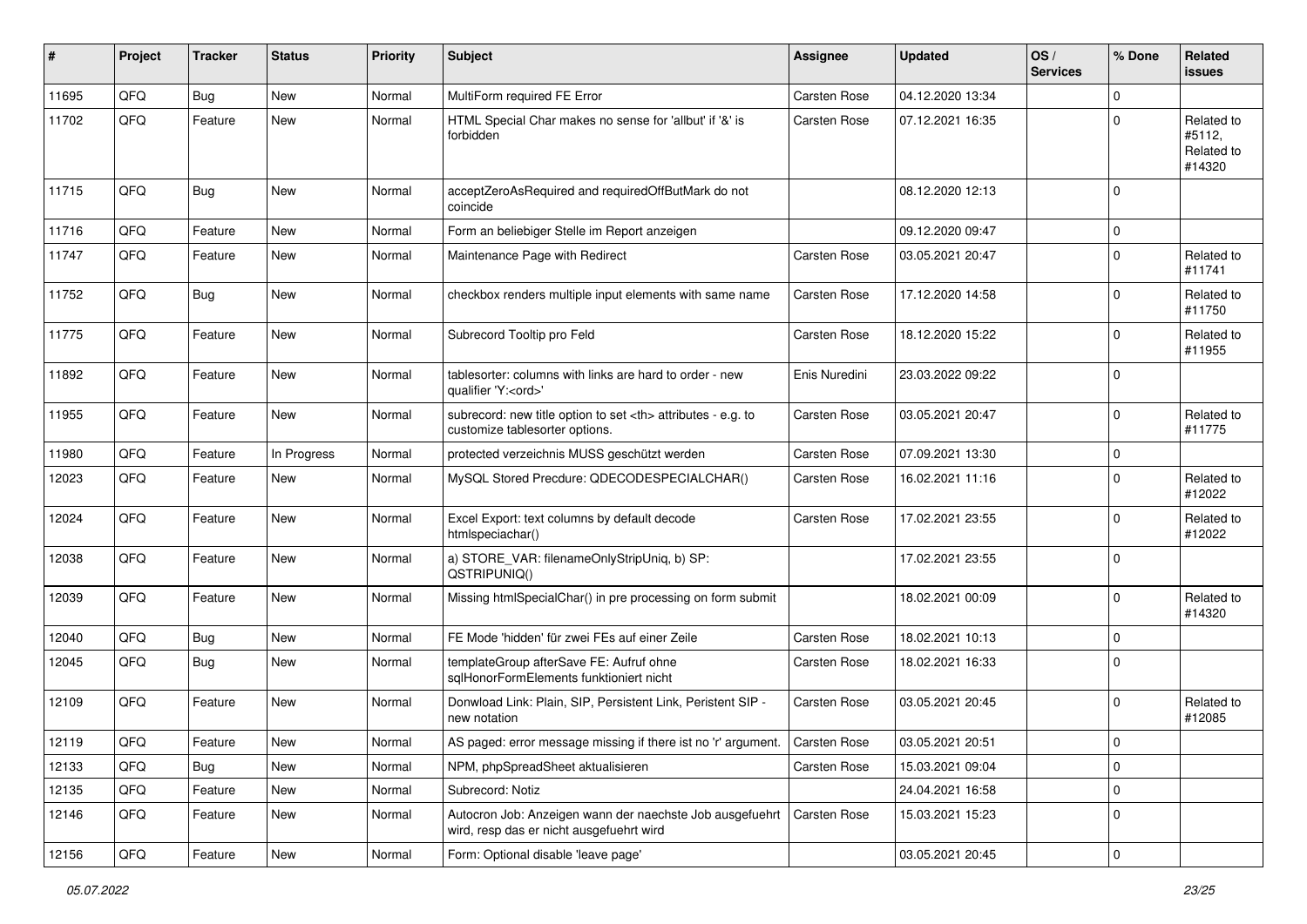| # | Project | Tracker | Status | Priority | Subject | Assignee | Updated | OS / Services | % Done | Related issues |
|---|---|---|---|---|---|---|---|---|---|---|
| 11695 | QFQ | Bug | New | Normal | MultiForm required FE Error | Carsten Rose | 04.12.2020 13:34 | | 0 | |
| 11702 | QFQ | Feature | New | Normal | HTML Special Char makes no sense for 'allbut' if '&' is forbidden | Carsten Rose | 07.12.2021 16:35 | | 0 | Related to #5112, Related to #14320 |
| 11715 | QFQ | Bug | New | Normal | acceptZeroAsRequired and requiredOffButMark do not coincide | | 08.12.2020 12:13 | | 0 | |
| 11716 | QFQ | Feature | New | Normal | Form an beliebiger Stelle im Report anzeigen | | 09.12.2020 09:47 | | 0 | |
| 11747 | QFQ | Feature | New | Normal | Maintenance Page with Redirect | Carsten Rose | 03.05.2021 20:47 | | 0 | Related to #11741 |
| 11752 | QFQ | Bug | New | Normal | checkbox renders multiple input elements with same name | Carsten Rose | 17.12.2020 14:58 | | 0 | Related to #11750 |
| 11775 | QFQ | Feature | New | Normal | Subrecord Tooltip pro Feld | Carsten Rose | 18.12.2020 15:22 | | 0 | Related to #11955 |
| 11892 | QFQ | Feature | New | Normal | tablesorter: columns with links are hard to order - new qualifier 'Y:<ord>' | Enis Nuredini | 23.03.2022 09:22 | | 0 | |
| 11955 | QFQ | Feature | New | Normal | subrecord: new title option to set <th> attributes - e.g. to customize tablesorter options. | Carsten Rose | 03.05.2021 20:47 | | 0 | Related to #11775 |
| 11980 | QFQ | Feature | In Progress | Normal | protected verzeichnis MUSS geschützt werden | Carsten Rose | 07.09.2021 13:30 | | 0 | |
| 12023 | QFQ | Feature | New | Normal | MySQL Stored Precdure: QDECODESPECIALCHAR() | Carsten Rose | 16.02.2021 11:16 | | 0 | Related to #12022 |
| 12024 | QFQ | Feature | New | Normal | Excel Export: text columns by default decode htmlspeciachar() | Carsten Rose | 17.02.2021 23:55 | | 0 | Related to #12022 |
| 12038 | QFQ | Feature | New | Normal | a) STORE_VAR: filenameOnlyStripUniq, b) SP: QSTRIPUNIQ() | | 17.02.2021 23:55 | | 0 | |
| 12039 | QFQ | Feature | New | Normal | Missing htmlSpecialChar() in pre processing on form submit | | 18.02.2021 00:09 | | 0 | Related to #14320 |
| 12040 | QFQ | Bug | New | Normal | FE Mode 'hidden' für zwei FEs auf einer Zeile | Carsten Rose | 18.02.2021 10:13 | | 0 | |
| 12045 | QFQ | Bug | New | Normal | templateGroup afterSave FE: Aufruf ohne sqlHonorFormElements funktioniert nicht | Carsten Rose | 18.02.2021 16:33 | | 0 | |
| 12109 | QFQ | Feature | New | Normal | Donwload Link: Plain, SIP, Persistent Link, Peristent SIP - new notation | Carsten Rose | 03.05.2021 20:45 | | 0 | Related to #12085 |
| 12119 | QFQ | Feature | New | Normal | AS paged: error message missing if there ist no 'r' argument. | Carsten Rose | 03.05.2021 20:51 | | 0 | |
| 12133 | QFQ | Bug | New | Normal | NPM, phpSpreadSheet aktualisieren | Carsten Rose | 15.03.2021 09:04 | | 0 | |
| 12135 | QFQ | Feature | New | Normal | Subrecord: Notiz | | 24.04.2021 16:58 | | 0 | |
| 12146 | QFQ | Feature | New | Normal | Autocron Job: Anzeigen wann der naechste Job ausgefuehrt wird, resp das er nicht ausgefuehrt wird | Carsten Rose | 15.03.2021 15:23 | | 0 | |
| 12156 | QFQ | Feature | New | Normal | Form: Optional disable 'leave page' | | 03.05.2021 20:45 | | 0 | |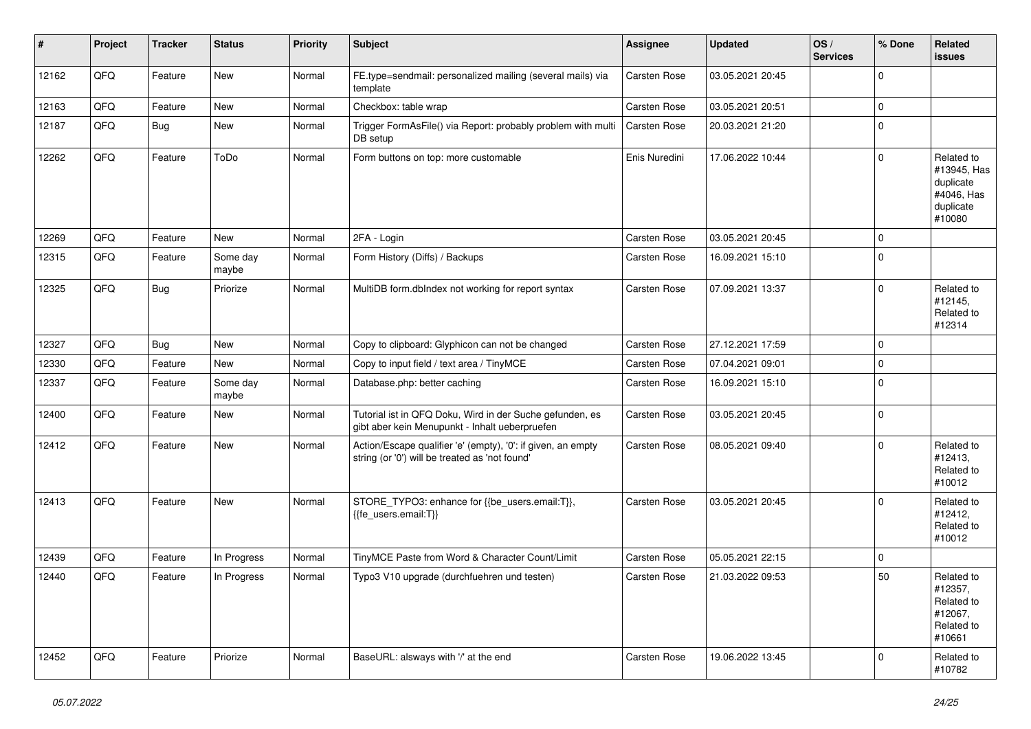| # | Project | Tracker | Status | Priority | Subject | Assignee | Updated | OS / Services | % Done | Related issues |
|---|---|---|---|---|---|---|---|---|---|---|
| 12162 | QFQ | Feature | New | Normal | FE.type=sendmail: personalized mailing (several mails) via template | Carsten Rose | 03.05.2021 20:45 | | 0 | |
| 12163 | QFQ | Feature | New | Normal | Checkbox: table wrap | Carsten Rose | 03.05.2021 20:51 | | 0 | |
| 12187 | QFQ | Bug | New | Normal | Trigger FormAsFile() via Report: probably problem with multi DB setup | Carsten Rose | 20.03.2021 21:20 | | 0 | |
| 12262 | QFQ | Feature | ToDo | Normal | Form buttons on top: more customable | Enis Nuredini | 17.06.2022 10:44 | | 0 | Related to #13945, Has duplicate #4046, Has duplicate #10080 |
| 12269 | QFQ | Feature | New | Normal | 2FA - Login | Carsten Rose | 03.05.2021 20:45 | | 0 | |
| 12315 | QFQ | Feature | Some day maybe | Normal | Form History (Diffs) / Backups | Carsten Rose | 16.09.2021 15:10 | | 0 | |
| 12325 | QFQ | Bug | Priorize | Normal | MultiDB form.dbIndex not working for report syntax | Carsten Rose | 07.09.2021 13:37 | | 0 | Related to #12145, Related to #12314 |
| 12327 | QFQ | Bug | New | Normal | Copy to clipboard: Glyphicon can not be changed | Carsten Rose | 27.12.2021 17:59 | | 0 | |
| 12330 | QFQ | Feature | New | Normal | Copy to input field / text area / TinyMCE | Carsten Rose | 07.04.2021 09:01 | | 0 | |
| 12337 | QFQ | Feature | Some day maybe | Normal | Database.php: better caching | Carsten Rose | 16.09.2021 15:10 | | 0 | |
| 12400 | QFQ | Feature | New | Normal | Tutorial ist in QFQ Doku, Wird in der Suche gefunden, es gibt aber kein Menupunkt - Inhalt ueberpruefen | Carsten Rose | 03.05.2021 20:45 | | 0 | |
| 12412 | QFQ | Feature | New | Normal | Action/Escape qualifier 'e' (empty), '0': if given, an empty string (or '0') will be treated as 'not found' | Carsten Rose | 08.05.2021 09:40 | | 0 | Related to #12413, Related to #10012 |
| 12413 | QFQ | Feature | New | Normal | STORE_TYPO3: enhance for {{be_users.email:T}}, {{fe_users.email:T}} | Carsten Rose | 03.05.2021 20:45 | | 0 | Related to #12412, Related to #10012 |
| 12439 | QFQ | Feature | In Progress | Normal | TinyMCE Paste from Word & Character Count/Limit | Carsten Rose | 05.05.2021 22:15 | | 0 | |
| 12440 | QFQ | Feature | In Progress | Normal | Typo3 V10 upgrade (durchfuehren und testen) | Carsten Rose | 21.03.2022 09:53 | | 50 | Related to #12357, Related to #12067, Related to #10661 |
| 12452 | QFQ | Feature | Priorize | Normal | BaseURL: alsways with '/' at the end | Carsten Rose | 19.06.2022 13:45 | | 0 | Related to #10782 |

*05.07.2022*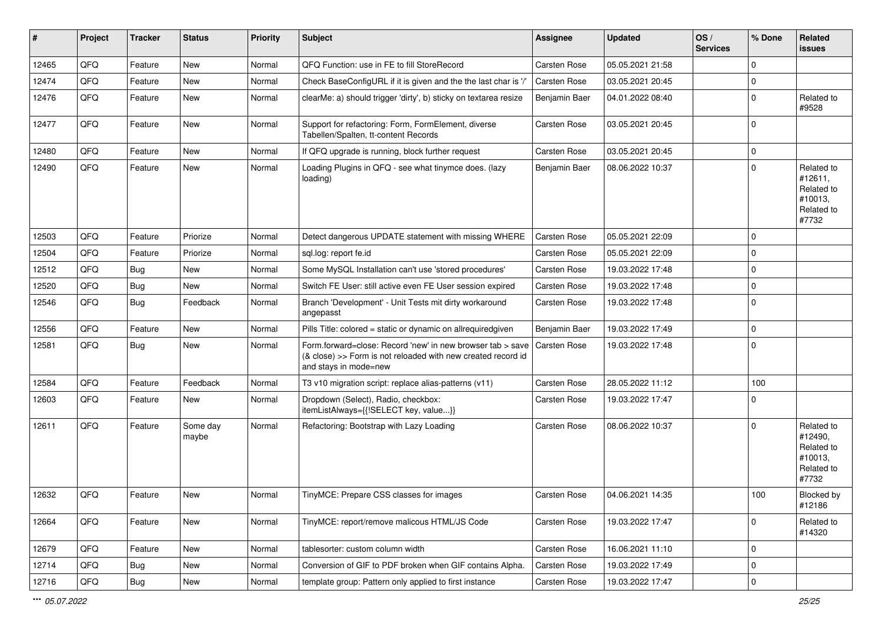| # | Project | Tracker | Status | Priority | Subject | Assignee | Updated | OS / Services | % Done | Related issues |
|---|---|---|---|---|---|---|---|---|---|---|
| 12465 | QFQ | Feature | New | Normal | QFQ Function: use in FE to fill StoreRecord | Carsten Rose | 05.05.2021 21:58 | | 0 | |
| 12474 | QFQ | Feature | New | Normal | Check BaseConfigURL if it is given and the the last char is '/' | Carsten Rose | 03.05.2021 20:45 | | 0 | |
| 12476 | QFQ | Feature | New | Normal | clearMe: a) should trigger 'dirty', b) sticky on textarea resize | Benjamin Baer | 04.01.2022 08:40 | | 0 | Related to #9528 |
| 12477 | QFQ | Feature | New | Normal | Support for refactoring: Form, FormElement, diverse Tabellen/Spalten, tt-content Records | Carsten Rose | 03.05.2021 20:45 | | 0 | |
| 12480 | QFQ | Feature | New | Normal | If QFQ upgrade is running, block further request | Carsten Rose | 03.05.2021 20:45 | | 0 | |
| 12490 | QFQ | Feature | New | Normal | Loading Plugins in QFQ - see what tinymce does. (lazy loading) | Benjamin Baer | 08.06.2022 10:37 | | 0 | Related to #12611, Related to #10013, Related to #7732 |
| 12503 | QFQ | Feature | Priorize | Normal | Detect dangerous UPDATE statement with missing WHERE | Carsten Rose | 05.05.2021 22:09 | | 0 | |
| 12504 | QFQ | Feature | Priorize | Normal | sql.log: report fe.id | Carsten Rose | 05.05.2021 22:09 | | 0 | |
| 12512 | QFQ | Bug | New | Normal | Some MySQL Installation can't use 'stored procedures' | Carsten Rose | 19.03.2022 17:48 | | 0 | |
| 12520 | QFQ | Bug | New | Normal | Switch FE User: still active even FE User session expired | Carsten Rose | 19.03.2022 17:48 | | 0 | |
| 12546 | QFQ | Bug | Feedback | Normal | Branch 'Development' - Unit Tests mit dirty workaround angepasst | Carsten Rose | 19.03.2022 17:48 | | 0 | |
| 12556 | QFQ | Feature | New | Normal | Pills Title: colored = static or dynamic on allrequiredgiven | Benjamin Baer | 19.03.2022 17:49 | | 0 | |
| 12581 | QFQ | Bug | New | Normal | Form.forward=close: Record 'new' in new browser tab > save (& close) >> Form is not reloaded with new created record id and stays in mode=new | Carsten Rose | 19.03.2022 17:48 | | 0 | |
| 12584 | QFQ | Feature | Feedback | Normal | T3 v10 migration script: replace alias-patterns (v11) | Carsten Rose | 28.05.2022 11:12 | | 100 | |
| 12603 | QFQ | Feature | New | Normal | Dropdown (Select), Radio, checkbox: itemListAlways={{!SELECT key, value...}} | Carsten Rose | 19.03.2022 17:47 | | 0 | |
| 12611 | QFQ | Feature | Some day maybe | Normal | Refactoring: Bootstrap with Lazy Loading | Carsten Rose | 08.06.2022 10:37 | | 0 | Related to #12490, Related to #10013, Related to #7732 |
| 12632 | QFQ | Feature | New | Normal | TinyMCE: Prepare CSS classes for images | Carsten Rose | 04.06.2021 14:35 | | 100 | Blocked by #12186 |
| 12664 | QFQ | Feature | New | Normal | TinyMCE: report/remove malicous HTML/JS Code | Carsten Rose | 19.03.2022 17:47 | | 0 | Related to #14320 |
| 12679 | QFQ | Feature | New | Normal | tablesorter: custom column width | Carsten Rose | 16.06.2021 11:10 | | 0 | |
| 12714 | QFQ | Bug | New | Normal | Conversion of GIF to PDF broken when GIF contains Alpha. | Carsten Rose | 19.03.2022 17:49 | | 0 | |
| 12716 | QFQ | Bug | New | Normal | template group: Pattern only applied to first instance | Carsten Rose | 19.03.2022 17:47 | | 0 | |